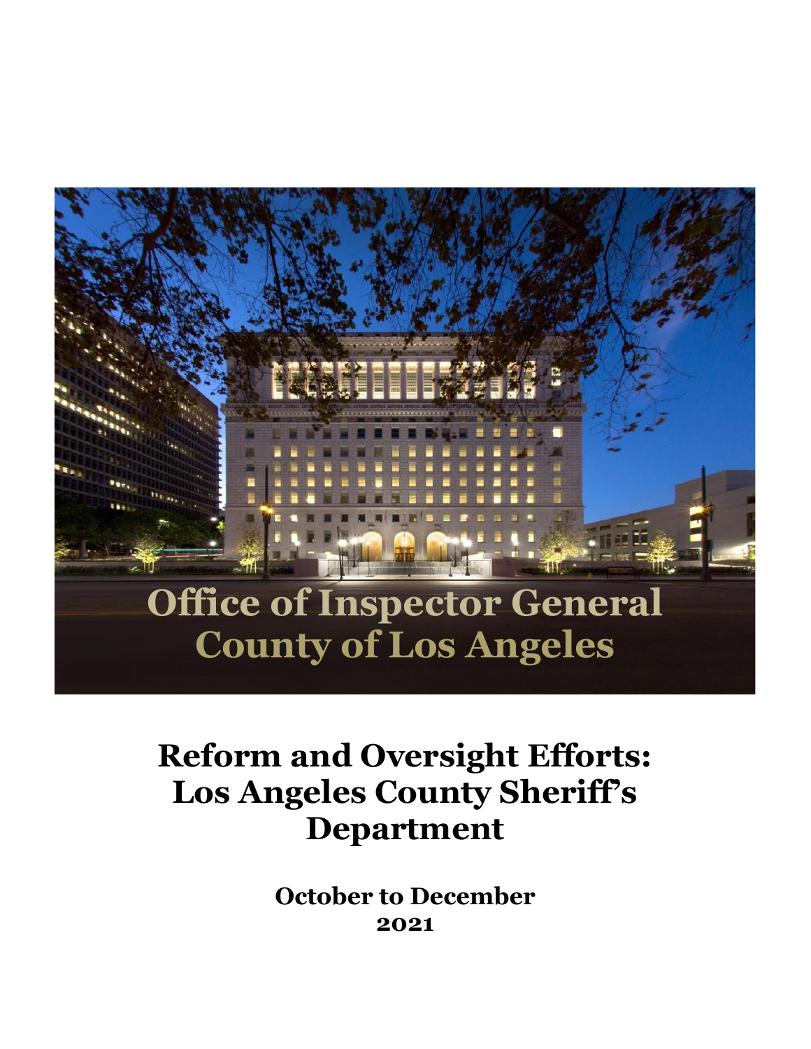Office of Inspector General
County of Los Angeles

# Reform and Oversight Efforts: Los Angeles County Sheriff's Department

**October to December 2021**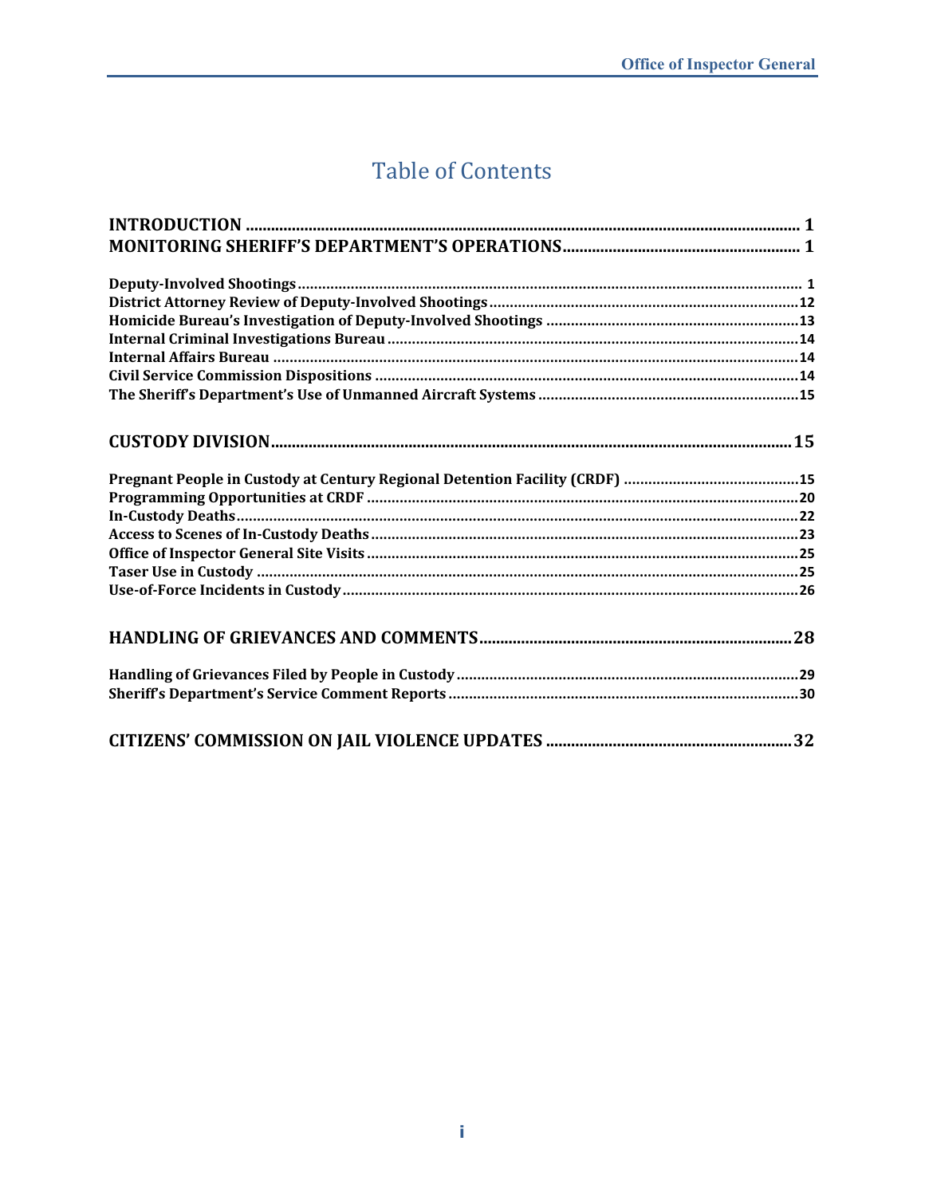# Table of Contents

**INTRODUCTION** ..... 1
**MONITORING SHERIFF'S DEPARTMENT'S OPERATIONS** ..... 1

**Deputy-Involved Shootings** ..... 1
**District Attorney Review of Deputy-Involved Shootings** ..... 12
**Homicide Bureau's Investigation of Deputy-Involved Shootings** ..... 13
**Internal Criminal Investigations Bureau** ..... 14
**Internal Affairs Bureau** ..... 14
**Civil Service Commission Dispositions** ..... 14
**The Sheriff's Department's Use of Unmanned Aircraft Systems** ..... 15

**CUSTODY DIVISION** ..... 15

**Pregnant People in Custody at Century Regional Detention Facility (CRDF)** ..... 15
**Programming Opportunities at CRDF** ..... 20
**In-Custody Deaths** ..... 22
**Access to Scenes of In-Custody Deaths** ..... 23
**Office of Inspector General Site Visits** ..... 25
**Taser Use in Custody** ..... 25
**Use-of-Force Incidents in Custody** ..... 26

**HANDLING OF GRIEVANCES AND COMMENTS** ..... 28

**Handling of Grievances Filed by People in Custody** ..... 29
**Sheriff's Department's Service Comment Reports** ..... 30

**CITIZENS' COMMISSION ON JAIL VIOLENCE UPDATES** ..... 32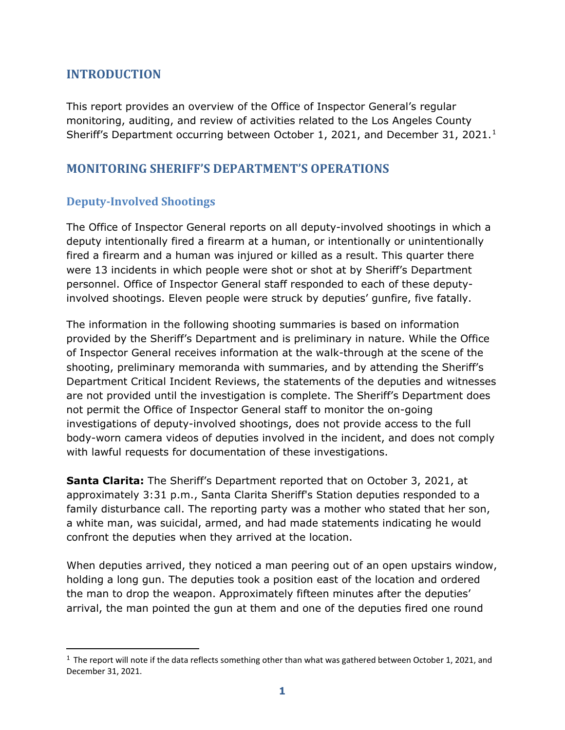## INTRODUCTION

This report provides an overview of the Office of Inspector General's regular monitoring, auditing, and review of activities related to the Los Angeles County Sheriff's Department occurring between October 1, 2021, and December 31, 2021.[1]

## MONITORING SHERIFF'S DEPARTMENT'S OPERATIONS

### Deputy-Involved Shootings

The Office of Inspector General reports on all deputy-involved shootings in which a deputy intentionally fired a firearm at a human, or intentionally or unintentionally fired a firearm and a human was injured or killed as a result. This quarter there were 13 incidents in which people were shot or shot at by Sheriff's Department personnel. Office of Inspector General staff responded to each of these deputy-involved shootings. Eleven people were struck by deputies' gunfire, five fatally.

The information in the following shooting summaries is based on information provided by the Sheriff's Department and is preliminary in nature. While the Office of Inspector General receives information at the walk-through at the scene of the shooting, preliminary memoranda with summaries, and by attending the Sheriff's Department Critical Incident Reviews, the statements of the deputies and witnesses are not provided until the investigation is complete. The Sheriff's Department does not permit the Office of Inspector General staff to monitor the on-going investigations of deputy-involved shootings, does not provide access to the full body-worn camera videos of deputies involved in the incident, and does not comply with lawful requests for documentation of these investigations.

**Santa Clarita:** The Sheriff's Department reported that on October 3, 2021, at approximately 3:31 p.m., Santa Clarita Sheriff's Station deputies responded to a family disturbance call. The reporting party was a mother who stated that her son, a white man, was suicidal, armed, and had made statements indicating he would confront the deputies when they arrived at the location.

When deputies arrived, they noticed a man peering out of an open upstairs window, holding a long gun. The deputies took a position east of the location and ordered the man to drop the weapon. Approximately fifteen minutes after the deputies' arrival, the man pointed the gun at them and one of the deputies fired one round

[1] The report will note if the data reflects something other than what was gathered between October 1, 2021, and December 31, 2021.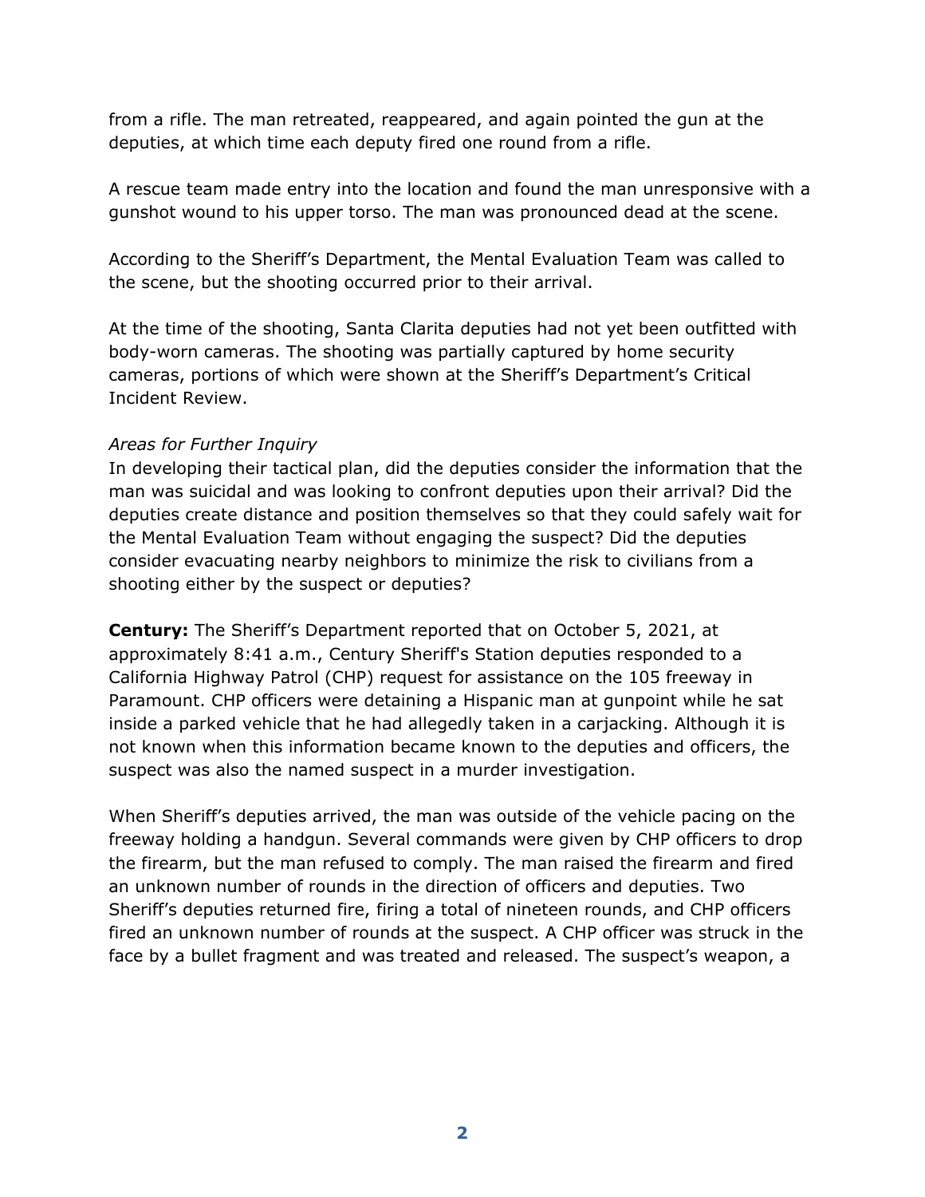from a rifle. The man retreated, reappeared, and again pointed the gun at the deputies, at which time each deputy fired one round from a rifle.

A rescue team made entry into the location and found the man unresponsive with a gunshot wound to his upper torso. The man was pronounced dead at the scene.

According to the Sheriff's Department, the Mental Evaluation Team was called to the scene, but the shooting occurred prior to their arrival.

At the time of the shooting, Santa Clarita deputies had not yet been outfitted with body-worn cameras. The shooting was partially captured by home security cameras, portions of which were shown at the Sheriff's Department's Critical Incident Review.

*Areas for Further Inquiry*

In developing their tactical plan, did the deputies consider the information that the man was suicidal and was looking to confront deputies upon their arrival? Did the deputies create distance and position themselves so that they could safely wait for the Mental Evaluation Team without engaging the suspect? Did the deputies consider evacuating nearby neighbors to minimize the risk to civilians from a shooting either by the suspect or deputies?

**Century:** The Sheriff's Department reported that on October 5, 2021, at approximately 8:41 a.m., Century Sheriff's Station deputies responded to a California Highway Patrol (CHP) request for assistance on the 105 freeway in Paramount. CHP officers were detaining a Hispanic man at gunpoint while he sat inside a parked vehicle that he had allegedly taken in a carjacking. Although it is not known when this information became known to the deputies and officers, the suspect was also the named suspect in a murder investigation.

When Sheriff's deputies arrived, the man was outside of the vehicle pacing on the freeway holding a handgun. Several commands were given by CHP officers to drop the firearm, but the man refused to comply. The man raised the firearm and fired an unknown number of rounds in the direction of officers and deputies. Two Sheriff's deputies returned fire, firing a total of nineteen rounds, and CHP officers fired an unknown number of rounds at the suspect. A CHP officer was struck in the face by a bullet fragment and was treated and released. The suspect's weapon, a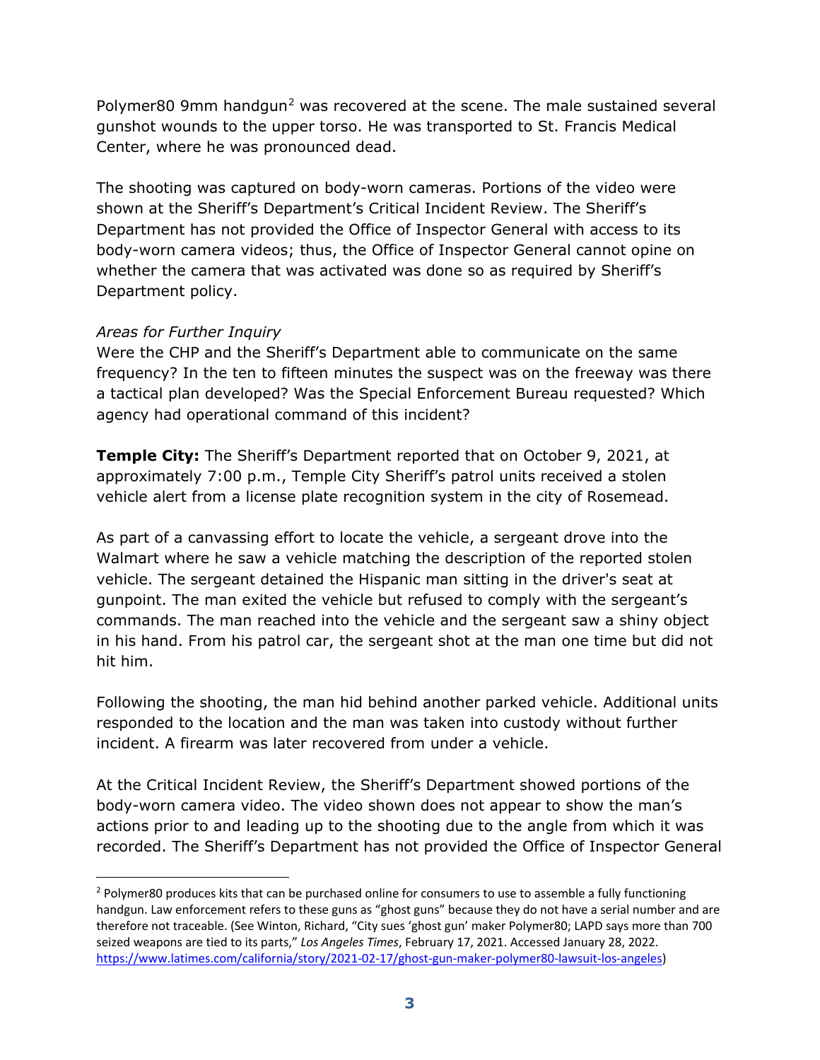Polymer80 9mm handgun[2] was recovered at the scene. The male sustained several gunshot wounds to the upper torso. He was transported to St. Francis Medical Center, where he was pronounced dead.

The shooting was captured on body-worn cameras. Portions of the video were shown at the Sheriff's Department's Critical Incident Review. The Sheriff's Department has not provided the Office of Inspector General with access to its body-worn camera videos; thus, the Office of Inspector General cannot opine on whether the camera that was activated was done so as required by Sheriff's Department policy.

*Areas for Further Inquiry*
Were the CHP and the Sheriff's Department able to communicate on the same frequency? In the ten to fifteen minutes the suspect was on the freeway was there a tactical plan developed? Was the Special Enforcement Bureau requested? Which agency had operational command of this incident?

**Temple City:** The Sheriff's Department reported that on October 9, 2021, at approximately 7:00 p.m., Temple City Sheriff's patrol units received a stolen vehicle alert from a license plate recognition system in the city of Rosemead.

As part of a canvassing effort to locate the vehicle, a sergeant drove into the Walmart where he saw a vehicle matching the description of the reported stolen vehicle. The sergeant detained the Hispanic man sitting in the driver's seat at gunpoint. The man exited the vehicle but refused to comply with the sergeant's commands. The man reached into the vehicle and the sergeant saw a shiny object in his hand. From his patrol car, the sergeant shot at the man one time but did not hit him.

Following the shooting, the man hid behind another parked vehicle. Additional units responded to the location and the man was taken into custody without further incident. A firearm was later recovered from under a vehicle.

At the Critical Incident Review, the Sheriff's Department showed portions of the body-worn camera video. The video shown does not appear to show the man's actions prior to and leading up to the shooting due to the angle from which it was recorded. The Sheriff's Department has not provided the Office of Inspector General

---

[2] Polymer80 produces kits that can be purchased online for consumers to use to assemble a fully functioning handgun. Law enforcement refers to these guns as "ghost guns" because they do not have a serial number and are therefore not traceable. (See Winton, Richard, "City sues 'ghost gun' maker Polymer80; LAPD says more than 700 seized weapons are tied to its parts," *Los Angeles Times*, February 17, 2021. Accessed January 28, 2022. https://www.latimes.com/california/story/2021-02-17/ghost-gun-maker-polymer80-lawsuit-los-angeles)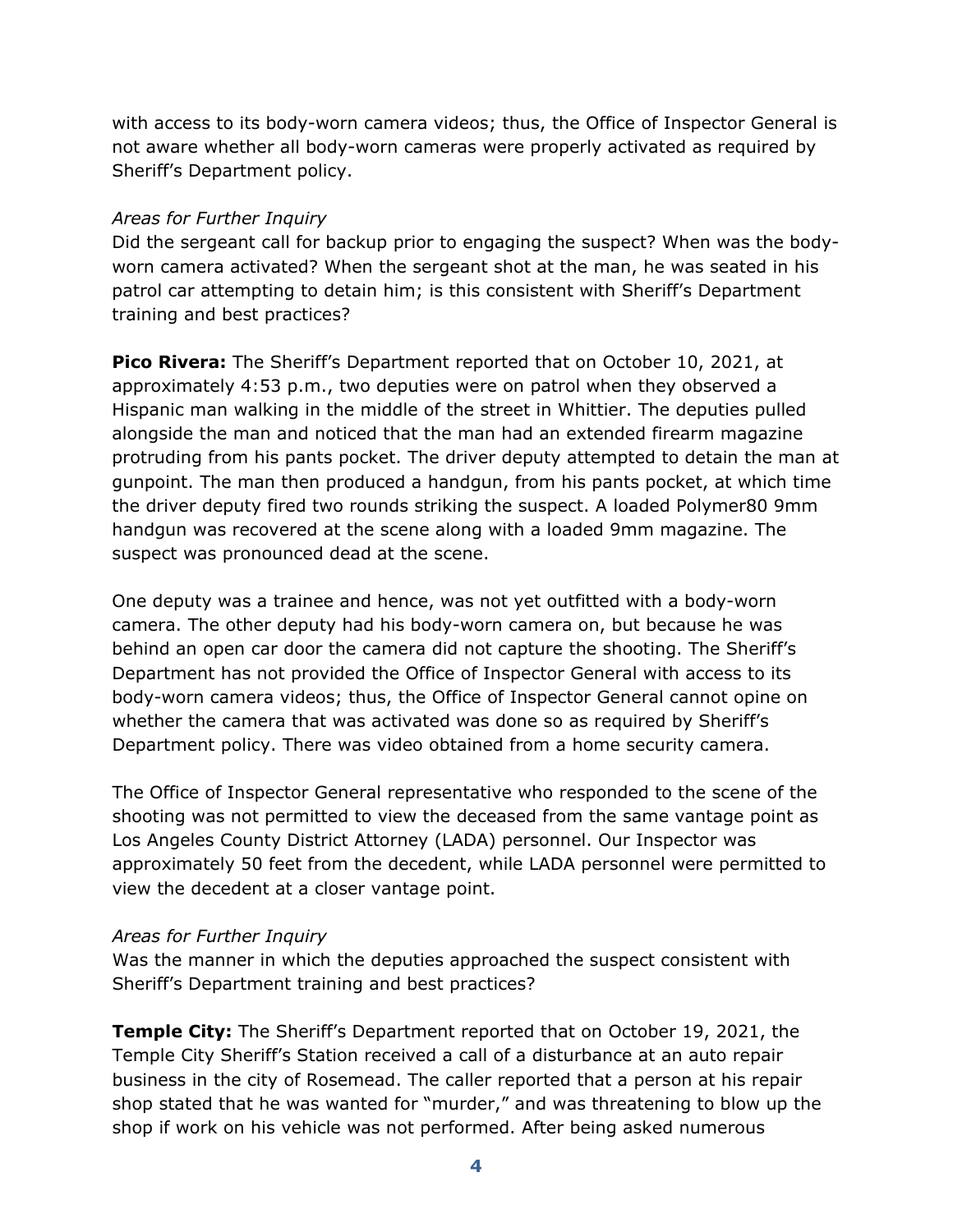with access to its body-worn camera videos; thus, the Office of Inspector General is not aware whether all body-worn cameras were properly activated as required by Sheriff's Department policy.

*Areas for Further Inquiry*
Did the sergeant call for backup prior to engaging the suspect? When was the body-worn camera activated? When the sergeant shot at the man, he was seated in his patrol car attempting to detain him; is this consistent with Sheriff's Department training and best practices?

**Pico Rivera:** The Sheriff's Department reported that on October 10, 2021, at approximately 4:53 p.m., two deputies were on patrol when they observed a Hispanic man walking in the middle of the street in Whittier. The deputies pulled alongside the man and noticed that the man had an extended firearm magazine protruding from his pants pocket. The driver deputy attempted to detain the man at gunpoint. The man then produced a handgun, from his pants pocket, at which time the driver deputy fired two rounds striking the suspect. A loaded Polymer80 9mm handgun was recovered at the scene along with a loaded 9mm magazine. The suspect was pronounced dead at the scene.

One deputy was a trainee and hence, was not yet outfitted with a body-worn camera. The other deputy had his body-worn camera on, but because he was behind an open car door the camera did not capture the shooting. The Sheriff's Department has not provided the Office of Inspector General with access to its body-worn camera videos; thus, the Office of Inspector General cannot opine on whether the camera that was activated was done so as required by Sheriff's Department policy. There was video obtained from a home security camera.

The Office of Inspector General representative who responded to the scene of the shooting was not permitted to view the deceased from the same vantage point as Los Angeles County District Attorney (LADA) personnel. Our Inspector was approximately 50 feet from the decedent, while LADA personnel were permitted to view the decedent at a closer vantage point.

*Areas for Further Inquiry*
Was the manner in which the deputies approached the suspect consistent with Sheriff's Department training and best practices?

**Temple City:** The Sheriff's Department reported that on October 19, 2021, the Temple City Sheriff's Station received a call of a disturbance at an auto repair business in the city of Rosemead. The caller reported that a person at his repair shop stated that he was wanted for "murder," and was threatening to blow up the shop if work on his vehicle was not performed. After being asked numerous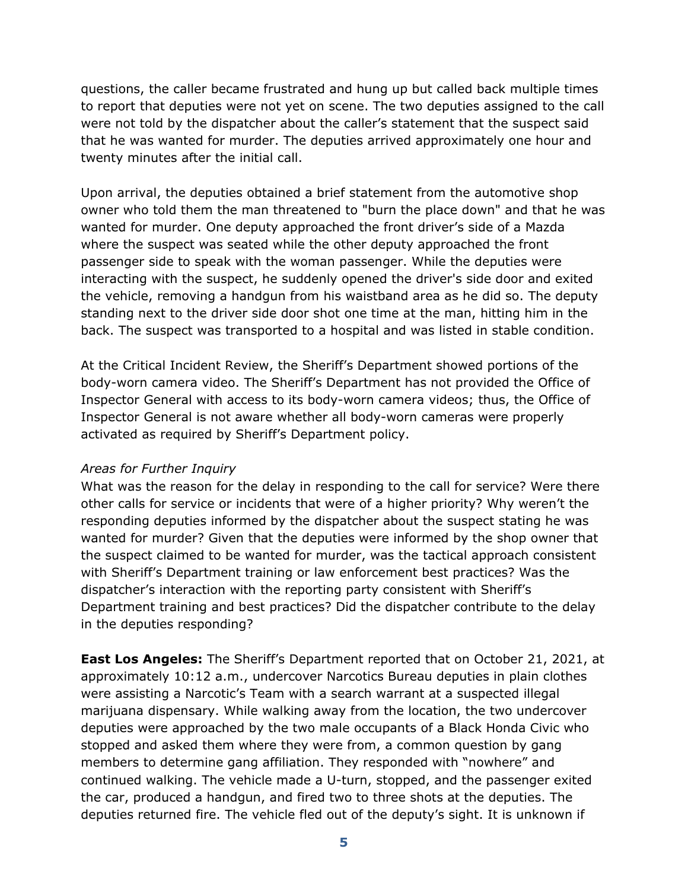questions, the caller became frustrated and hung up but called back multiple times to report that deputies were not yet on scene. The two deputies assigned to the call were not told by the dispatcher about the caller's statement that the suspect said that he was wanted for murder. The deputies arrived approximately one hour and twenty minutes after the initial call.

Upon arrival, the deputies obtained a brief statement from the automotive shop owner who told them the man threatened to "burn the place down" and that he was wanted for murder. One deputy approached the front driver's side of a Mazda where the suspect was seated while the other deputy approached the front passenger side to speak with the woman passenger. While the deputies were interacting with the suspect, he suddenly opened the driver's side door and exited the vehicle, removing a handgun from his waistband area as he did so. The deputy standing next to the driver side door shot one time at the man, hitting him in the back. The suspect was transported to a hospital and was listed in stable condition.

At the Critical Incident Review, the Sheriff's Department showed portions of the body-worn camera video. The Sheriff's Department has not provided the Office of Inspector General with access to its body-worn camera videos; thus, the Office of Inspector General is not aware whether all body-worn cameras were properly activated as required by Sheriff's Department policy.

*Areas for Further Inquiry*

What was the reason for the delay in responding to the call for service? Were there other calls for service or incidents that were of a higher priority? Why weren't the responding deputies informed by the dispatcher about the suspect stating he was wanted for murder? Given that the deputies were informed by the shop owner that the suspect claimed to be wanted for murder, was the tactical approach consistent with Sheriff's Department training or law enforcement best practices? Was the dispatcher's interaction with the reporting party consistent with Sheriff's Department training and best practices? Did the dispatcher contribute to the delay in the deputies responding?

**East Los Angeles:** The Sheriff's Department reported that on October 21, 2021, at approximately 10:12 a.m., undercover Narcotics Bureau deputies in plain clothes were assisting a Narcotic's Team with a search warrant at a suspected illegal marijuana dispensary. While walking away from the location, the two undercover deputies were approached by the two male occupants of a Black Honda Civic who stopped and asked them where they were from, a common question by gang members to determine gang affiliation. They responded with "nowhere" and continued walking. The vehicle made a U-turn, stopped, and the passenger exited the car, produced a handgun, and fired two to three shots at the deputies. The deputies returned fire. The vehicle fled out of the deputy's sight. It is unknown if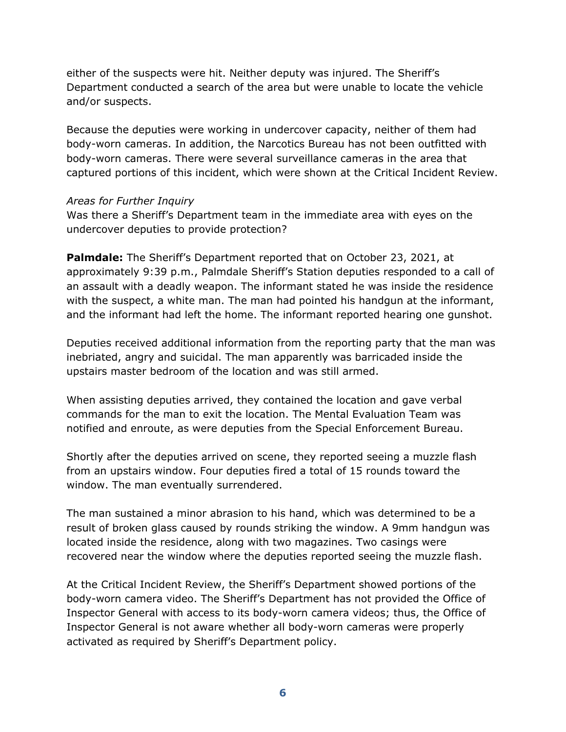either of the suspects were hit. Neither deputy was injured. The Sheriff's Department conducted a search of the area but were unable to locate the vehicle and/or suspects.

Because the deputies were working in undercover capacity, neither of them had body-worn cameras. In addition, the Narcotics Bureau has not been outfitted with body-worn cameras. There were several surveillance cameras in the area that captured portions of this incident, which were shown at the Critical Incident Review.

*Areas for Further Inquiry*
Was there a Sheriff's Department team in the immediate area with eyes on the undercover deputies to provide protection?

**Palmdale:** The Sheriff's Department reported that on October 23, 2021, at approximately 9:39 p.m., Palmdale Sheriff's Station deputies responded to a call of an assault with a deadly weapon. The informant stated he was inside the residence with the suspect, a white man. The man had pointed his handgun at the informant, and the informant had left the home. The informant reported hearing one gunshot.

Deputies received additional information from the reporting party that the man was inebriated, angry and suicidal. The man apparently was barricaded inside the upstairs master bedroom of the location and was still armed.

When assisting deputies arrived, they contained the location and gave verbal commands for the man to exit the location. The Mental Evaluation Team was notified and enroute, as were deputies from the Special Enforcement Bureau.

Shortly after the deputies arrived on scene, they reported seeing a muzzle flash from an upstairs window. Four deputies fired a total of 15 rounds toward the window. The man eventually surrendered.

The man sustained a minor abrasion to his hand, which was determined to be a result of broken glass caused by rounds striking the window. A 9mm handgun was located inside the residence, along with two magazines. Two casings were recovered near the window where the deputies reported seeing the muzzle flash.

At the Critical Incident Review, the Sheriff's Department showed portions of the body-worn camera video. The Sheriff's Department has not provided the Office of Inspector General with access to its body-worn camera videos; thus, the Office of Inspector General is not aware whether all body-worn cameras were properly activated as required by Sheriff's Department policy.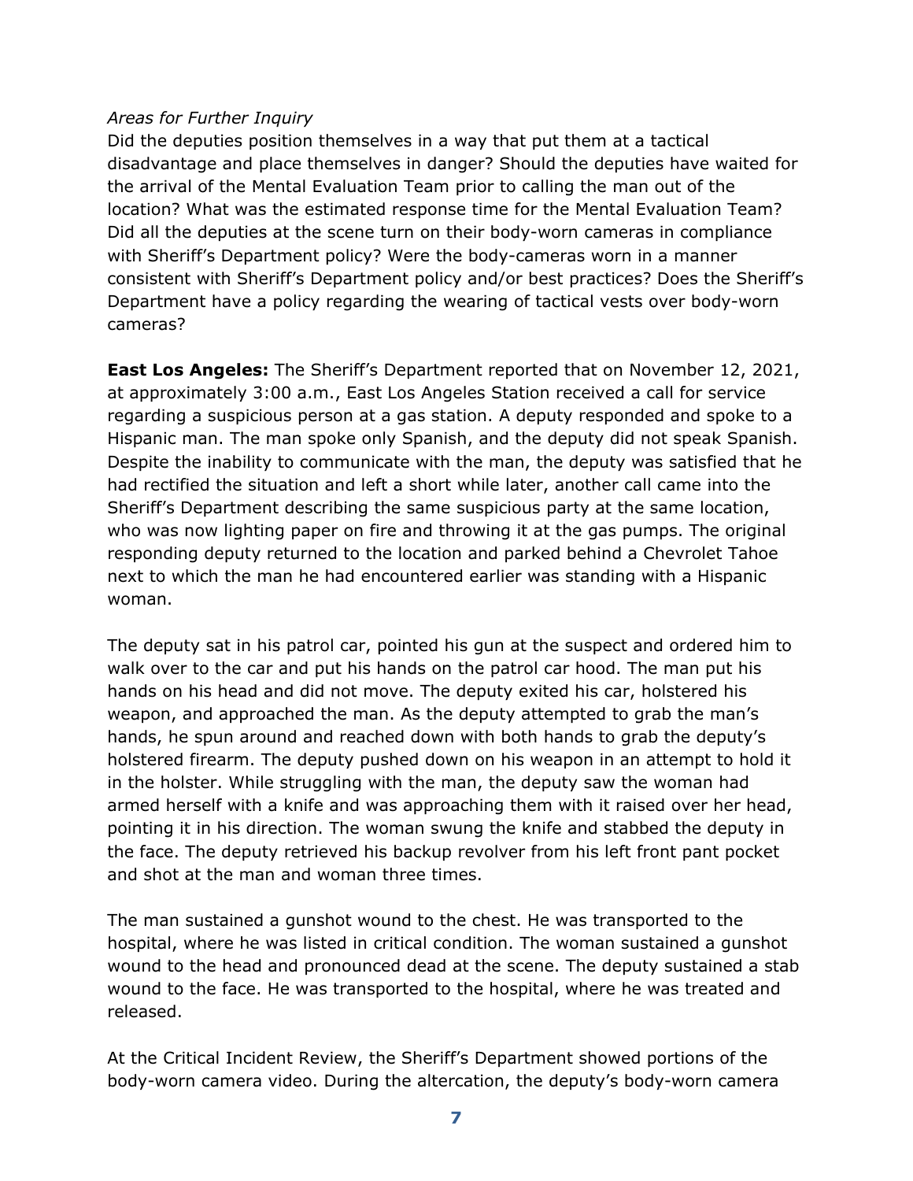*Areas for Further Inquiry*
Did the deputies position themselves in a way that put them at a tactical disadvantage and place themselves in danger? Should the deputies have waited for the arrival of the Mental Evaluation Team prior to calling the man out of the location? What was the estimated response time for the Mental Evaluation Team? Did all the deputies at the scene turn on their body-worn cameras in compliance with Sheriff's Department policy? Were the body-cameras worn in a manner consistent with Sheriff's Department policy and/or best practices? Does the Sheriff's Department have a policy regarding the wearing of tactical vests over body-worn cameras?

**East Los Angeles:** The Sheriff's Department reported that on November 12, 2021, at approximately 3:00 a.m., East Los Angeles Station received a call for service regarding a suspicious person at a gas station. A deputy responded and spoke to a Hispanic man. The man spoke only Spanish, and the deputy did not speak Spanish. Despite the inability to communicate with the man, the deputy was satisfied that he had rectified the situation and left a short while later, another call came into the Sheriff's Department describing the same suspicious party at the same location, who was now lighting paper on fire and throwing it at the gas pumps. The original responding deputy returned to the location and parked behind a Chevrolet Tahoe next to which the man he had encountered earlier was standing with a Hispanic woman.

The deputy sat in his patrol car, pointed his gun at the suspect and ordered him to walk over to the car and put his hands on the patrol car hood. The man put his hands on his head and did not move. The deputy exited his car, holstered his weapon, and approached the man. As the deputy attempted to grab the man's hands, he spun around and reached down with both hands to grab the deputy's holstered firearm. The deputy pushed down on his weapon in an attempt to hold it in the holster. While struggling with the man, the deputy saw the woman had armed herself with a knife and was approaching them with it raised over her head, pointing it in his direction. The woman swung the knife and stabbed the deputy in the face. The deputy retrieved his backup revolver from his left front pant pocket and shot at the man and woman three times.

The man sustained a gunshot wound to the chest. He was transported to the hospital, where he was listed in critical condition. The woman sustained a gunshot wound to the head and pronounced dead at the scene. The deputy sustained a stab wound to the face. He was transported to the hospital, where he was treated and released.

At the Critical Incident Review, the Sheriff's Department showed portions of the body-worn camera video. During the altercation, the deputy's body-worn camera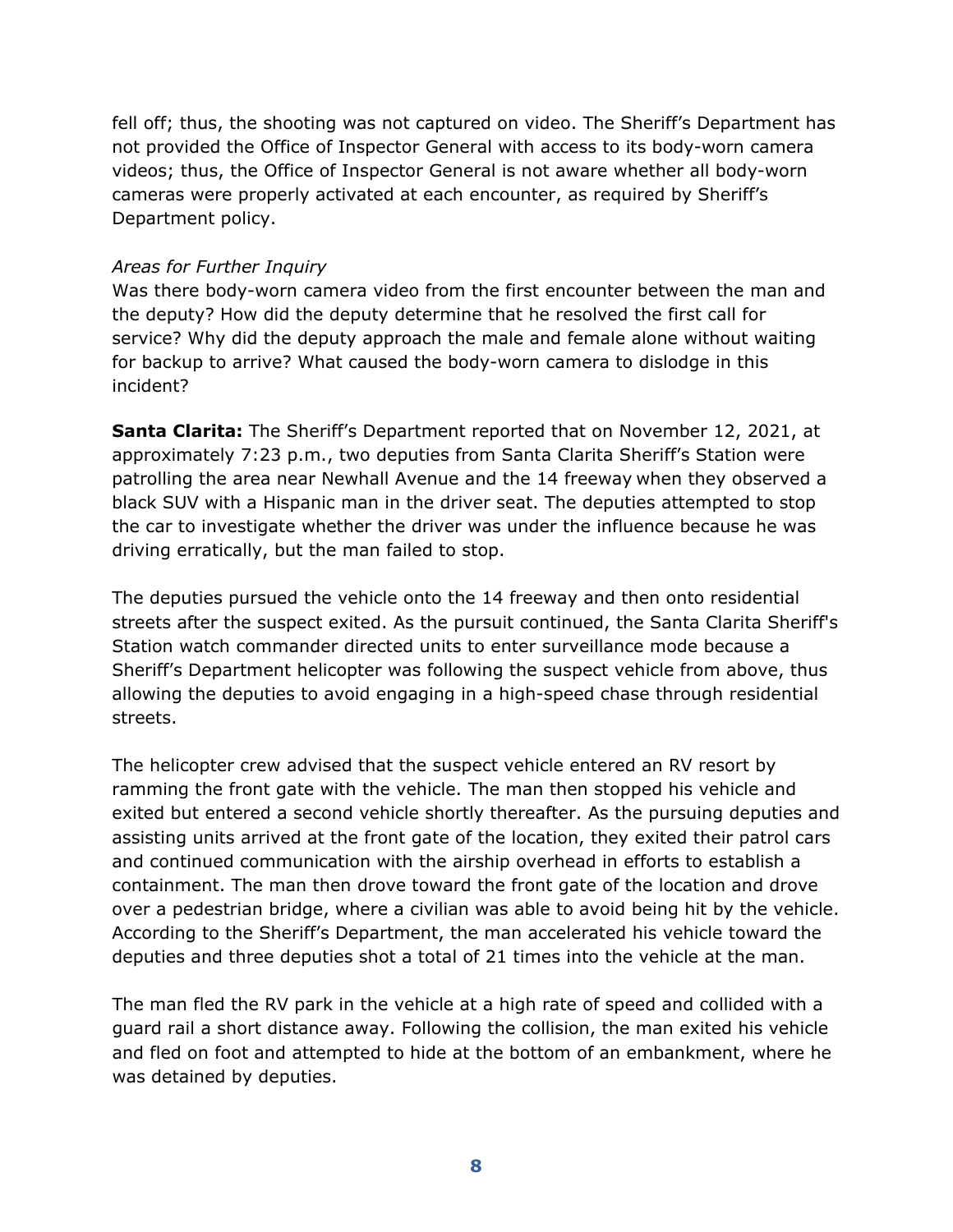fell off; thus, the shooting was not captured on video. The Sheriff's Department has not provided the Office of Inspector General with access to its body-worn camera videos; thus, the Office of Inspector General is not aware whether all body-worn cameras were properly activated at each encounter, as required by Sheriff's Department policy.

*Areas for Further Inquiry*

Was there body-worn camera video from the first encounter between the man and the deputy? How did the deputy determine that he resolved the first call for service? Why did the deputy approach the male and female alone without waiting for backup to arrive? What caused the body-worn camera to dislodge in this incident?

**Santa Clarita:** The Sheriff's Department reported that on November 12, 2021, at approximately 7:23 p.m., two deputies from Santa Clarita Sheriff's Station were patrolling the area near Newhall Avenue and the 14 freeway when they observed a black SUV with a Hispanic man in the driver seat. The deputies attempted to stop the car to investigate whether the driver was under the influence because he was driving erratically, but the man failed to stop.

The deputies pursued the vehicle onto the 14 freeway and then onto residential streets after the suspect exited. As the pursuit continued, the Santa Clarita Sheriff's Station watch commander directed units to enter surveillance mode because a Sheriff's Department helicopter was following the suspect vehicle from above, thus allowing the deputies to avoid engaging in a high-speed chase through residential streets.

The helicopter crew advised that the suspect vehicle entered an RV resort by ramming the front gate with the vehicle. The man then stopped his vehicle and exited but entered a second vehicle shortly thereafter. As the pursuing deputies and assisting units arrived at the front gate of the location, they exited their patrol cars and continued communication with the airship overhead in efforts to establish a containment. The man then drove toward the front gate of the location and drove over a pedestrian bridge, where a civilian was able to avoid being hit by the vehicle. According to the Sheriff's Department, the man accelerated his vehicle toward the deputies and three deputies shot a total of 21 times into the vehicle at the man.

The man fled the RV park in the vehicle at a high rate of speed and collided with a guard rail a short distance away. Following the collision, the man exited his vehicle and fled on foot and attempted to hide at the bottom of an embankment, where he was detained by deputies.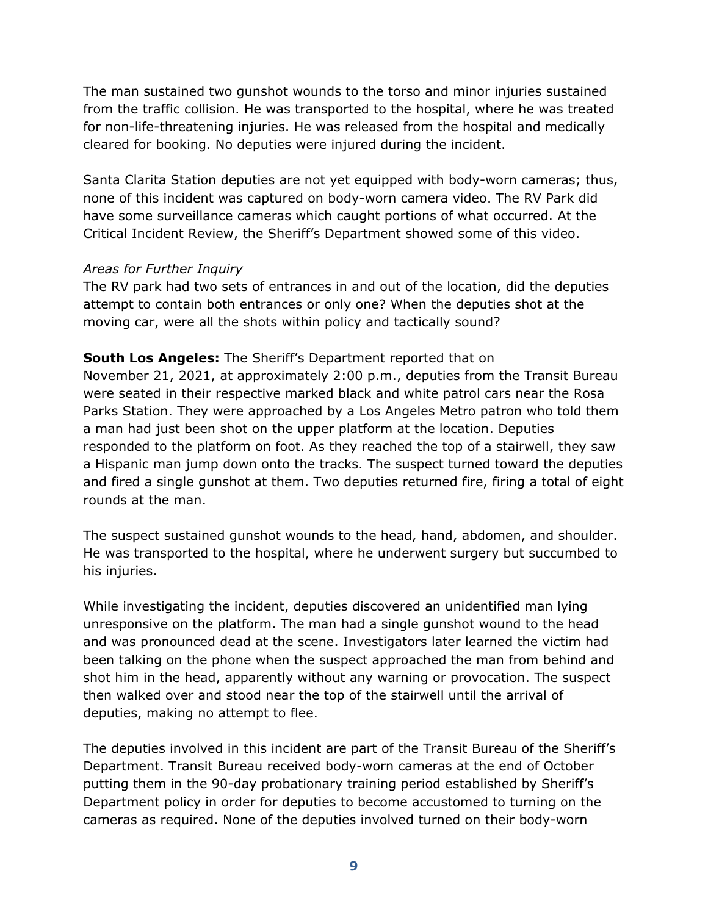The man sustained two gunshot wounds to the torso and minor injuries sustained from the traffic collision. He was transported to the hospital, where he was treated for non-life-threatening injuries. He was released from the hospital and medically cleared for booking. No deputies were injured during the incident.

Santa Clarita Station deputies are not yet equipped with body-worn cameras; thus, none of this incident was captured on body-worn camera video. The RV Park did have some surveillance cameras which caught portions of what occurred. At the Critical Incident Review, the Sheriff's Department showed some of this video.

*Areas for Further Inquiry*
The RV park had two sets of entrances in and out of the location, did the deputies attempt to contain both entrances or only one? When the deputies shot at the moving car, were all the shots within policy and tactically sound?

**South Los Angeles:** The Sheriff's Department reported that on November 21, 2021, at approximately 2:00 p.m., deputies from the Transit Bureau were seated in their respective marked black and white patrol cars near the Rosa Parks Station. They were approached by a Los Angeles Metro patron who told them a man had just been shot on the upper platform at the location. Deputies responded to the platform on foot. As they reached the top of a stairwell, they saw a Hispanic man jump down onto the tracks. The suspect turned toward the deputies and fired a single gunshot at them. Two deputies returned fire, firing a total of eight rounds at the man.

The suspect sustained gunshot wounds to the head, hand, abdomen, and shoulder. He was transported to the hospital, where he underwent surgery but succumbed to his injuries.

While investigating the incident, deputies discovered an unidentified man lying unresponsive on the platform. The man had a single gunshot wound to the head and was pronounced dead at the scene. Investigators later learned the victim had been talking on the phone when the suspect approached the man from behind and shot him in the head, apparently without any warning or provocation. The suspect then walked over and stood near the top of the stairwell until the arrival of deputies, making no attempt to flee.

The deputies involved in this incident are part of the Transit Bureau of the Sheriff's Department. Transit Bureau received body-worn cameras at the end of October putting them in the 90-day probationary training period established by Sheriff's Department policy in order for deputies to become accustomed to turning on the cameras as required. None of the deputies involved turned on their body-worn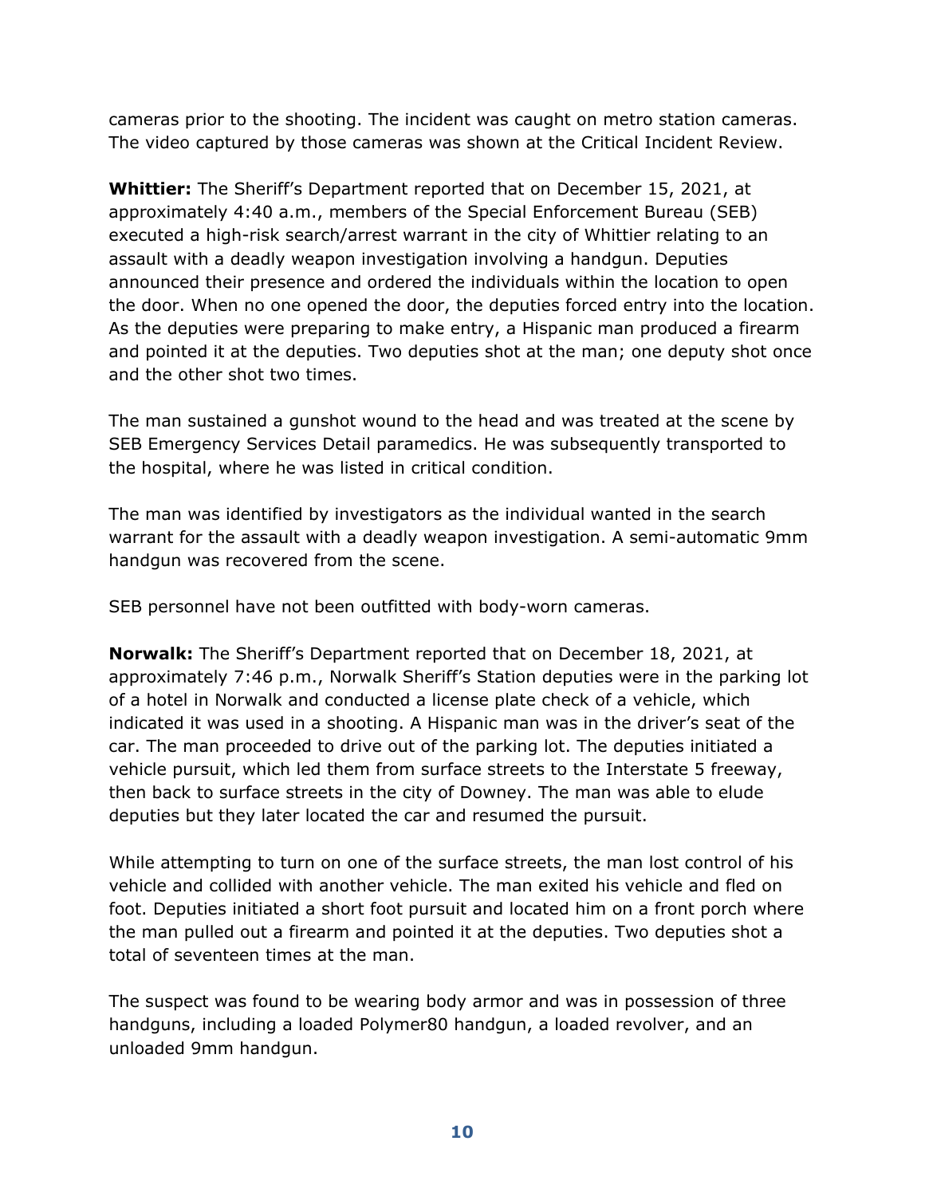cameras prior to the shooting. The incident was caught on metro station cameras. The video captured by those cameras was shown at the Critical Incident Review.

**Whittier:** The Sheriff's Department reported that on December 15, 2021, at approximately 4:40 a.m., members of the Special Enforcement Bureau (SEB) executed a high-risk search/arrest warrant in the city of Whittier relating to an assault with a deadly weapon investigation involving a handgun. Deputies announced their presence and ordered the individuals within the location to open the door. When no one opened the door, the deputies forced entry into the location. As the deputies were preparing to make entry, a Hispanic man produced a firearm and pointed it at the deputies. Two deputies shot at the man; one deputy shot once and the other shot two times.

The man sustained a gunshot wound to the head and was treated at the scene by SEB Emergency Services Detail paramedics. He was subsequently transported to the hospital, where he was listed in critical condition.

The man was identified by investigators as the individual wanted in the search warrant for the assault with a deadly weapon investigation. A semi-automatic 9mm handgun was recovered from the scene.

SEB personnel have not been outfitted with body-worn cameras.

**Norwalk:** The Sheriff's Department reported that on December 18, 2021, at approximately 7:46 p.m., Norwalk Sheriff's Station deputies were in the parking lot of a hotel in Norwalk and conducted a license plate check of a vehicle, which indicated it was used in a shooting. A Hispanic man was in the driver's seat of the car. The man proceeded to drive out of the parking lot. The deputies initiated a vehicle pursuit, which led them from surface streets to the Interstate 5 freeway, then back to surface streets in the city of Downey. The man was able to elude deputies but they later located the car and resumed the pursuit.

While attempting to turn on one of the surface streets, the man lost control of his vehicle and collided with another vehicle. The man exited his vehicle and fled on foot. Deputies initiated a short foot pursuit and located him on a front porch where the man pulled out a firearm and pointed it at the deputies. Two deputies shot a total of seventeen times at the man.

The suspect was found to be wearing body armor and was in possession of three handguns, including a loaded Polymer80 handgun, a loaded revolver, and an unloaded 9mm handgun.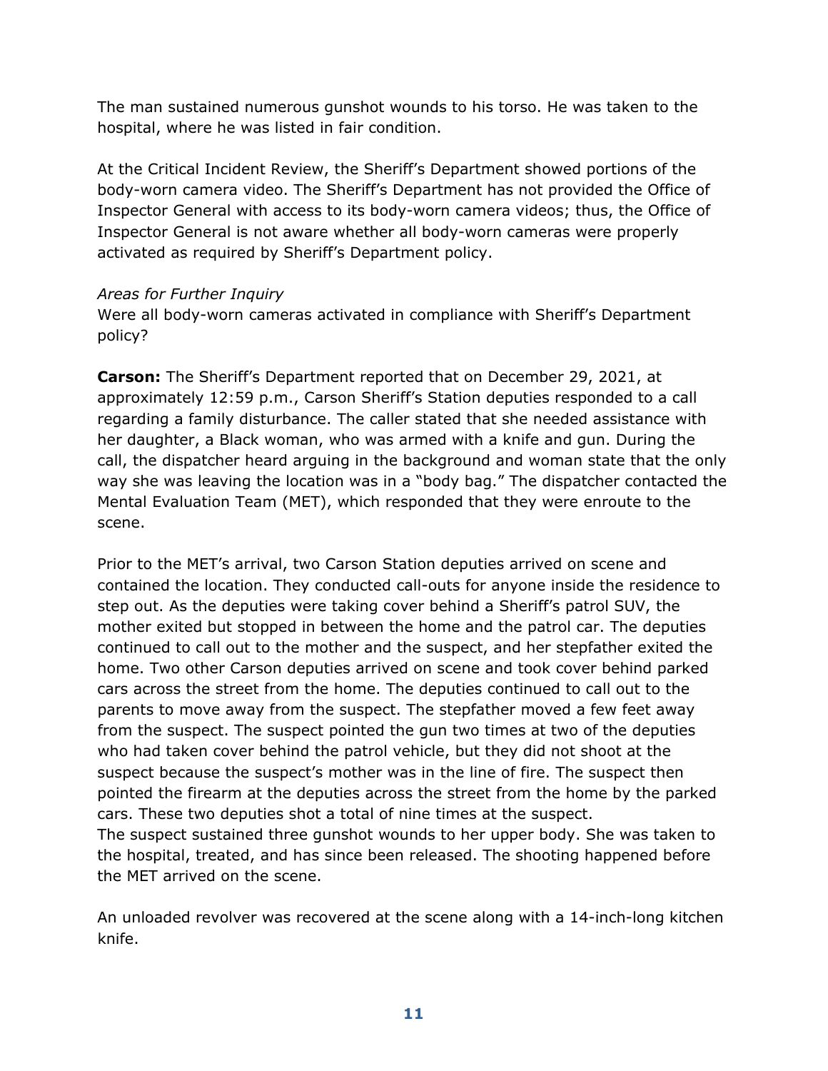The man sustained numerous gunshot wounds to his torso. He was taken to the hospital, where he was listed in fair condition.

At the Critical Incident Review, the Sheriff's Department showed portions of the body-worn camera video. The Sheriff's Department has not provided the Office of Inspector General with access to its body-worn camera videos; thus, the Office of Inspector General is not aware whether all body-worn cameras were properly activated as required by Sheriff's Department policy.

*Areas for Further Inquiry*
Were all body-worn cameras activated in compliance with Sheriff's Department policy?

**Carson:** The Sheriff's Department reported that on December 29, 2021, at approximately 12:59 p.m., Carson Sheriff's Station deputies responded to a call regarding a family disturbance. The caller stated that she needed assistance with her daughter, a Black woman, who was armed with a knife and gun. During the call, the dispatcher heard arguing in the background and woman state that the only way she was leaving the location was in a "body bag." The dispatcher contacted the Mental Evaluation Team (MET), which responded that they were enroute to the scene.

Prior to the MET's arrival, two Carson Station deputies arrived on scene and contained the location. They conducted call-outs for anyone inside the residence to step out. As the deputies were taking cover behind a Sheriff's patrol SUV, the mother exited but stopped in between the home and the patrol car. The deputies continued to call out to the mother and the suspect, and her stepfather exited the home. Two other Carson deputies arrived on scene and took cover behind parked cars across the street from the home. The deputies continued to call out to the parents to move away from the suspect. The stepfather moved a few feet away from the suspect. The suspect pointed the gun two times at two of the deputies who had taken cover behind the patrol vehicle, but they did not shoot at the suspect because the suspect's mother was in the line of fire. The suspect then pointed the firearm at the deputies across the street from the home by the parked cars. These two deputies shot a total of nine times at the suspect.
The suspect sustained three gunshot wounds to her upper body. She was taken to the hospital, treated, and has since been released. The shooting happened before the MET arrived on the scene.

An unloaded revolver was recovered at the scene along with a 14-inch-long kitchen knife.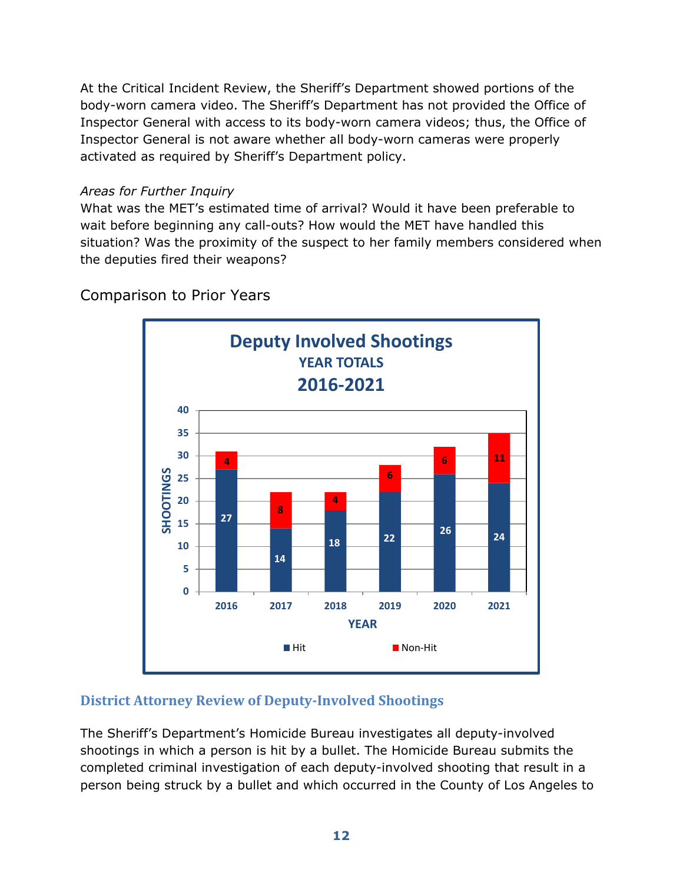At the Critical Incident Review, the Sheriff's Department showed portions of the body-worn camera video. The Sheriff's Department has not provided the Office of Inspector General with access to its body-worn camera videos; thus, the Office of Inspector General is not aware whether all body-worn cameras were properly activated as required by Sheriff's Department policy.

*Areas for Further Inquiry*

What was the MET's estimated time of arrival? Would it have been preferable to wait before beginning any call-outs? How would the MET have handled this situation? Was the proximity of the suspect to her family members considered when the deputies fired their weapons?

## Comparison to Prior Years

**Deputy Involved Shootings**
**YEAR TOTALS**
**2016-2021**

| YEAR | Hit | Non-Hit |
|---|---|---|
| 2016 | 27 | 4 |
| 2017 | 14 | 8 |
| 2018 | 18 | 4 |
| 2019 | 22 | 6 |
| 2020 | 26 | 6 |
| 2021 | 24 | 11 |

### District Attorney Review of Deputy-Involved Shootings

The Sheriff's Department's Homicide Bureau investigates all deputy-involved shootings in which a person is hit by a bullet. The Homicide Bureau submits the completed criminal investigation of each deputy-involved shooting that result in a person being struck by a bullet and which occurred in the County of Los Angeles to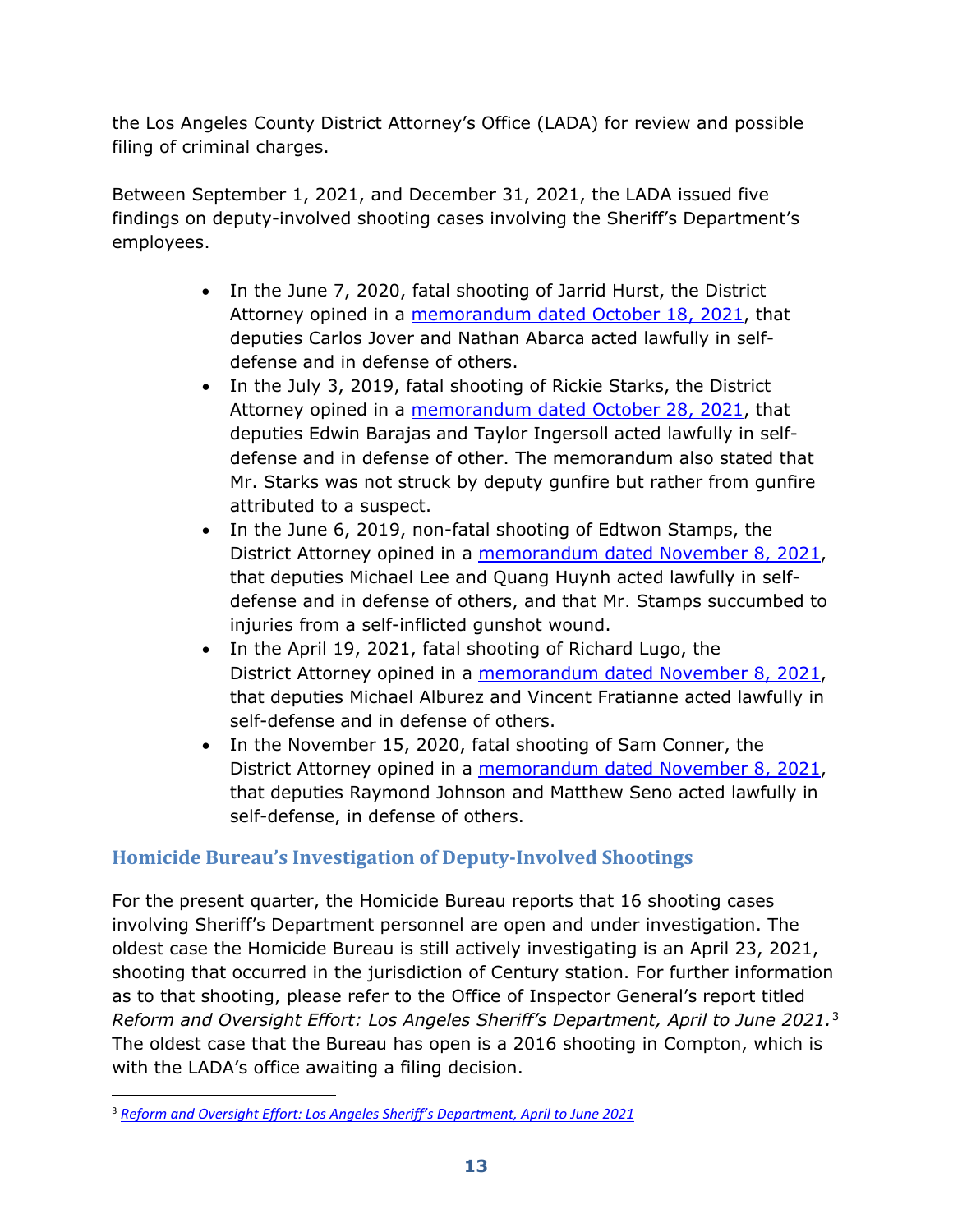the Los Angeles County District Attorney's Office (LADA) for review and possible filing of criminal charges.

Between September 1, 2021, and December 31, 2021, the LADA issued five findings on deputy-involved shooting cases involving the Sheriff's Department's employees.

- In the June 7, 2020, fatal shooting of Jarrid Hurst, the District Attorney opined in a memorandum dated October 18, 2021, that deputies Carlos Jover and Nathan Abarca acted lawfully in self-defense and in defense of others.
- In the July 3, 2019, fatal shooting of Rickie Starks, the District Attorney opined in a memorandum dated October 28, 2021, that deputies Edwin Barajas and Taylor Ingersoll acted lawfully in self-defense and in defense of other. The memorandum also stated that Mr. Starks was not struck by deputy gunfire but rather from gunfire attributed to a suspect.
- In the June 6, 2019, non-fatal shooting of Edtwon Stamps, the District Attorney opined in a memorandum dated November 8, 2021, that deputies Michael Lee and Quang Huynh acted lawfully in self-defense and in defense of others, and that Mr. Stamps succumbed to injuries from a self-inflicted gunshot wound.
- In the April 19, 2021, fatal shooting of Richard Lugo, the District Attorney opined in a memorandum dated November 8, 2021, that deputies Michael Alburez and Vincent Fratianne acted lawfully in self-defense and in defense of others.
- In the November 15, 2020, fatal shooting of Sam Conner, the District Attorney opined in a memorandum dated November 8, 2021, that deputies Raymond Johnson and Matthew Seno acted lawfully in self-defense, in defense of others.

## Homicide Bureau's Investigation of Deputy-Involved Shootings

For the present quarter, the Homicide Bureau reports that 16 shooting cases involving Sheriff's Department personnel are open and under investigation. The oldest case the Homicide Bureau is still actively investigating is an April 23, 2021, shooting that occurred in the jurisdiction of Century station. For further information as to that shooting, please refer to the Office of Inspector General's report titled *Reform and Oversight Effort: Los Angeles Sheriff's Department, April to June 2021.*[3] The oldest case that the Bureau has open is a 2016 shooting in Compton, which is with the LADA's office awaiting a filing decision.

[3] *Reform and Oversight Effort: Los Angeles Sheriff's Department, April to June 2021*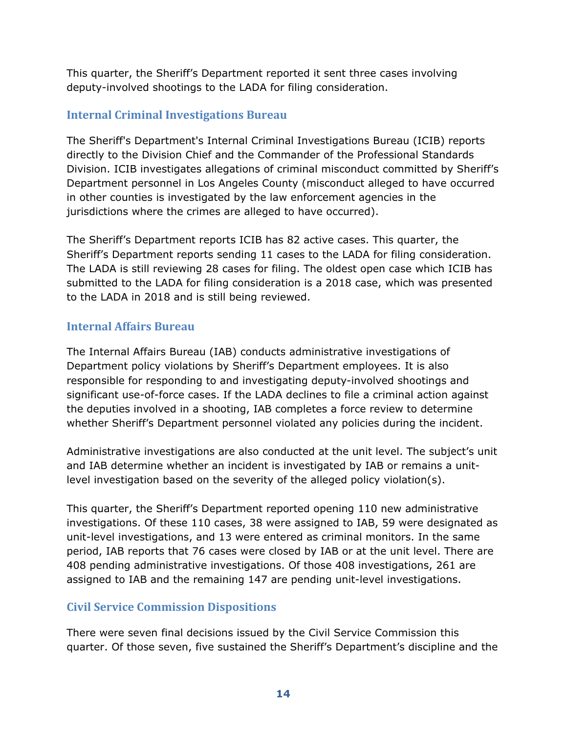This quarter, the Sheriff's Department reported it sent three cases involving deputy-involved shootings to the LADA for filing consideration.

### Internal Criminal Investigations Bureau

The Sheriff's Department's Internal Criminal Investigations Bureau (ICIB) reports directly to the Division Chief and the Commander of the Professional Standards Division. ICIB investigates allegations of criminal misconduct committed by Sheriff's Department personnel in Los Angeles County (misconduct alleged to have occurred in other counties is investigated by the law enforcement agencies in the jurisdictions where the crimes are alleged to have occurred).

The Sheriff's Department reports ICIB has 82 active cases. This quarter, the Sheriff's Department reports sending 11 cases to the LADA for filing consideration. The LADA is still reviewing 28 cases for filing. The oldest open case which ICIB has submitted to the LADA for filing consideration is a 2018 case, which was presented to the LADA in 2018 and is still being reviewed.

### Internal Affairs Bureau

The Internal Affairs Bureau (IAB) conducts administrative investigations of Department policy violations by Sheriff's Department employees. It is also responsible for responding to and investigating deputy-involved shootings and significant use-of-force cases. If the LADA declines to file a criminal action against the deputies involved in a shooting, IAB completes a force review to determine whether Sheriff's Department personnel violated any policies during the incident.

Administrative investigations are also conducted at the unit level. The subject's unit and IAB determine whether an incident is investigated by IAB or remains a unit-level investigation based on the severity of the alleged policy violation(s).

This quarter, the Sheriff's Department reported opening 110 new administrative investigations. Of these 110 cases, 38 were assigned to IAB, 59 were designated as unit-level investigations, and 13 were entered as criminal monitors. In the same period, IAB reports that 76 cases were closed by IAB or at the unit level. There are 408 pending administrative investigations. Of those 408 investigations, 261 are assigned to IAB and the remaining 147 are pending unit-level investigations.

### Civil Service Commission Dispositions

There were seven final decisions issued by the Civil Service Commission this quarter. Of those seven, five sustained the Sheriff's Department's discipline and the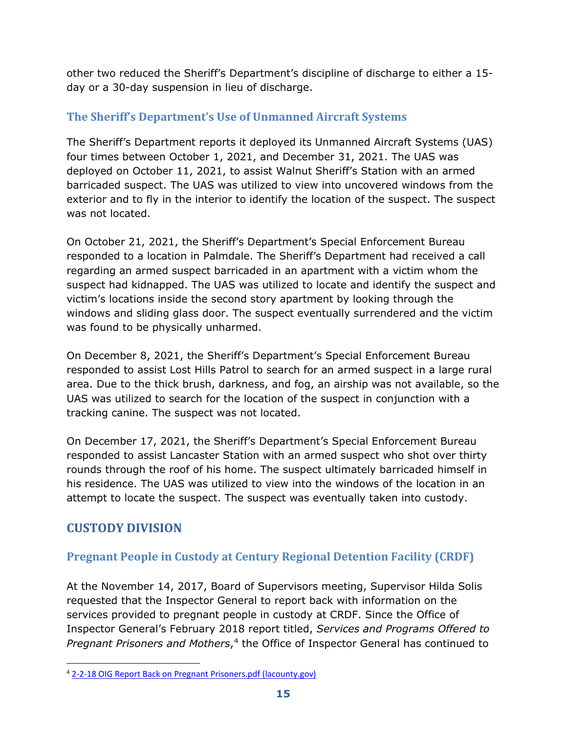other two reduced the Sheriff's Department's discipline of discharge to either a 15-day or a 30-day suspension in lieu of discharge.

### The Sheriff's Department's Use of Unmanned Aircraft Systems

The Sheriff's Department reports it deployed its Unmanned Aircraft Systems (UAS) four times between October 1, 2021, and December 31, 2021. The UAS was deployed on October 11, 2021, to assist Walnut Sheriff's Station with an armed barricaded suspect. The UAS was utilized to view into uncovered windows from the exterior and to fly in the interior to identify the location of the suspect. The suspect was not located.

On October 21, 2021, the Sheriff's Department's Special Enforcement Bureau responded to a location in Palmdale. The Sheriff's Department had received a call regarding an armed suspect barricaded in an apartment with a victim whom the suspect had kidnapped. The UAS was utilized to locate and identify the suspect and victim's locations inside the second story apartment by looking through the windows and sliding glass door. The suspect eventually surrendered and the victim was found to be physically unharmed.

On December 8, 2021, the Sheriff's Department's Special Enforcement Bureau responded to assist Lost Hills Patrol to search for an armed suspect in a large rural area. Due to the thick brush, darkness, and fog, an airship was not available, so the UAS was utilized to search for the location of the suspect in conjunction with a tracking canine. The suspect was not located.

On December 17, 2021, the Sheriff's Department's Special Enforcement Bureau responded to assist Lancaster Station with an armed suspect who shot over thirty rounds through the roof of his home. The suspect ultimately barricaded himself in his residence. The UAS was utilized to view into the windows of the location in an attempt to locate the suspect. The suspect was eventually taken into custody.

## CUSTODY DIVISION

### Pregnant People in Custody at Century Regional Detention Facility (CRDF)

At the November 14, 2017, Board of Supervisors meeting, Supervisor Hilda Solis requested that the Inspector General to report back with information on the services provided to pregnant people in custody at CRDF. Since the Office of Inspector General's February 2018 report titled, *Services and Programs Offered to Pregnant Prisoners and Mothers*,[4] the Office of Inspector General has continued to

[4] 2-2-18 OIG Report Back on Pregnant Prisoners.pdf (lacounty.gov)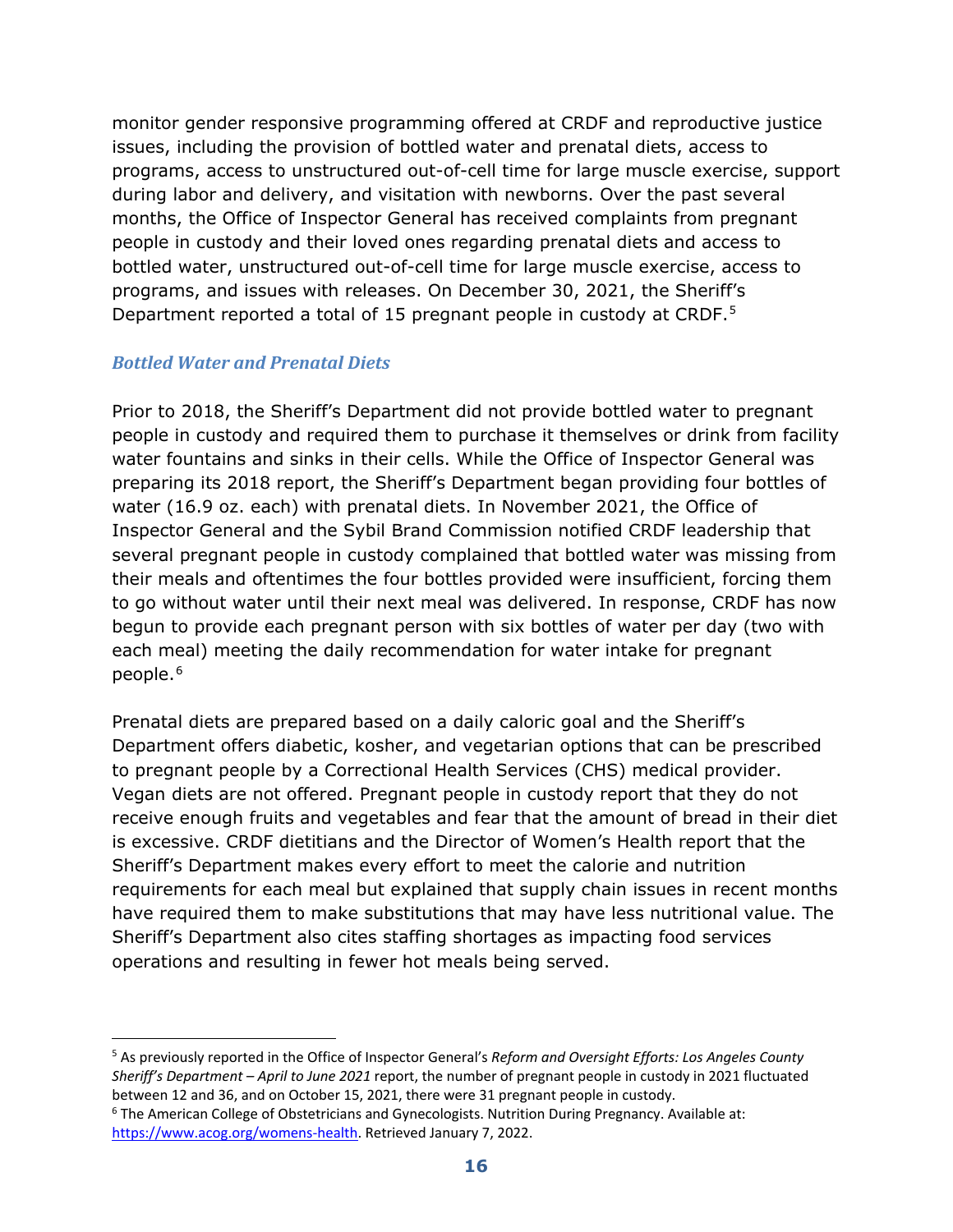monitor gender responsive programming offered at CRDF and reproductive justice issues, including the provision of bottled water and prenatal diets, access to programs, access to unstructured out-of-cell time for large muscle exercise, support during labor and delivery, and visitation with newborns. Over the past several months, the Office of Inspector General has received complaints from pregnant people in custody and their loved ones regarding prenatal diets and access to bottled water, unstructured out-of-cell time for large muscle exercise, access to programs, and issues with releases. On December 30, 2021, the Sheriff's Department reported a total of 15 pregnant people in custody at CRDF.[5]

### *Bottled Water and Prenatal Diets*

Prior to 2018, the Sheriff's Department did not provide bottled water to pregnant people in custody and required them to purchase it themselves or drink from facility water fountains and sinks in their cells. While the Office of Inspector General was preparing its 2018 report, the Sheriff's Department began providing four bottles of water (16.9 oz. each) with prenatal diets. In November 2021, the Office of Inspector General and the Sybil Brand Commission notified CRDF leadership that several pregnant people in custody complained that bottled water was missing from their meals and oftentimes the four bottles provided were insufficient, forcing them to go without water until their next meal was delivered. In response, CRDF has now begun to provide each pregnant person with six bottles of water per day (two with each meal) meeting the daily recommendation for water intake for pregnant people.[6]

Prenatal diets are prepared based on a daily caloric goal and the Sheriff's Department offers diabetic, kosher, and vegetarian options that can be prescribed to pregnant people by a Correctional Health Services (CHS) medical provider. Vegan diets are not offered. Pregnant people in custody report that they do not receive enough fruits and vegetables and fear that the amount of bread in their diet is excessive. CRDF dietitians and the Director of Women's Health report that the Sheriff's Department makes every effort to meet the calorie and nutrition requirements for each meal but explained that supply chain issues in recent months have required them to make substitutions that may have less nutritional value. The Sheriff's Department also cites staffing shortages as impacting food services operations and resulting in fewer hot meals being served.

---

[5] As previously reported in the Office of Inspector General's *Reform and Oversight Efforts: Los Angeles County Sheriff's Department – April to June 2021* report, the number of pregnant people in custody in 2021 fluctuated between 12 and 36, and on October 15, 2021, there were 31 pregnant people in custody.

[6] The American College of Obstetricians and Gynecologists. Nutrition During Pregnancy. Available at: [https://www.acog.org/womens-health](https://www.acog.org/womens-health). Retrieved January 7, 2022.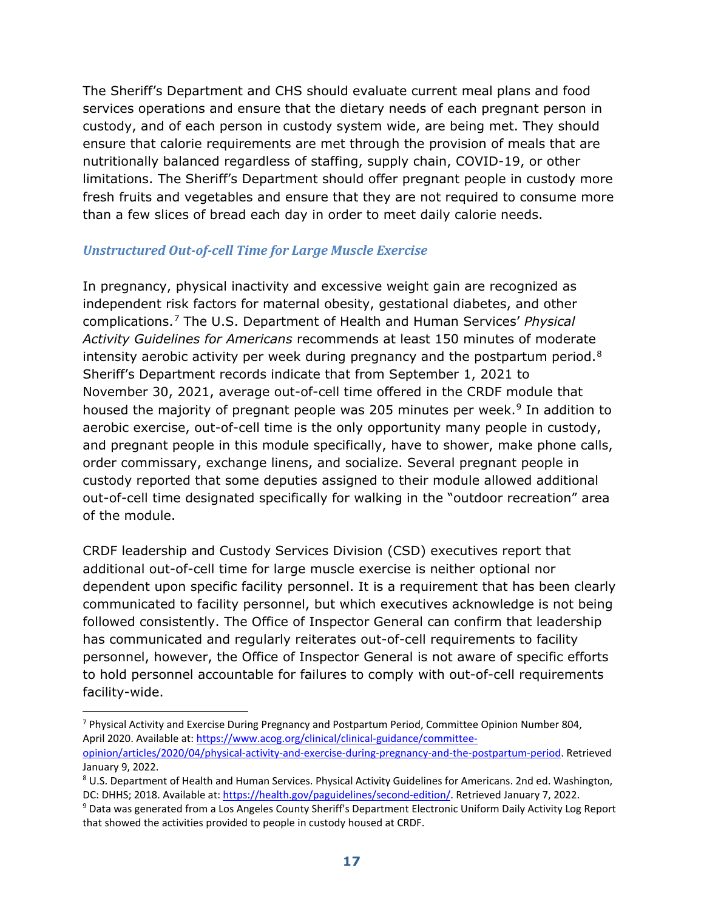The Sheriff's Department and CHS should evaluate current meal plans and food services operations and ensure that the dietary needs of each pregnant person in custody, and of each person in custody system wide, are being met. They should ensure that calorie requirements are met through the provision of meals that are nutritionally balanced regardless of staffing, supply chain, COVID-19, or other limitations. The Sheriff's Department should offer pregnant people in custody more fresh fruits and vegetables and ensure that they are not required to consume more than a few slices of bread each day in order to meet daily calorie needs.

### *Unstructured Out-of-cell Time for Large Muscle Exercise*

In pregnancy, physical inactivity and excessive weight gain are recognized as independent risk factors for maternal obesity, gestational diabetes, and other complications.[7] The U.S. Department of Health and Human Services' *Physical Activity Guidelines for Americans* recommends at least 150 minutes of moderate intensity aerobic activity per week during pregnancy and the postpartum period.[8] Sheriff's Department records indicate that from September 1, 2021 to November 30, 2021, average out-of-cell time offered in the CRDF module that housed the majority of pregnant people was 205 minutes per week.[9] In addition to aerobic exercise, out-of-cell time is the only opportunity many people in custody, and pregnant people in this module specifically, have to shower, make phone calls, order commissary, exchange linens, and socialize. Several pregnant people in custody reported that some deputies assigned to their module allowed additional out-of-cell time designated specifically for walking in the "outdoor recreation" area of the module.

CRDF leadership and Custody Services Division (CSD) executives report that additional out-of-cell time for large muscle exercise is neither optional nor dependent upon specific facility personnel. It is a requirement that has been clearly communicated to facility personnel, but which executives acknowledge is not being followed consistently. The Office of Inspector General can confirm that leadership has communicated and regularly reiterates out-of-cell requirements to facility personnel, however, the Office of Inspector General is not aware of specific efforts to hold personnel accountable for failures to comply with out-of-cell requirements facility-wide.

---

[7] Physical Activity and Exercise During Pregnancy and Postpartum Period, Committee Opinion Number 804, April 2020. Available at: https://www.acog.org/clinical/clinical-guidance/committee-opinion/articles/2020/04/physical-activity-and-exercise-during-pregnancy-and-the-postpartum-period. Retrieved January 9, 2022.

[8] U.S. Department of Health and Human Services. Physical Activity Guidelines for Americans. 2nd ed. Washington, DC: DHHS; 2018. Available at: https://health.gov/paguidelines/second-edition/. Retrieved January 7, 2022.

[9] Data was generated from a Los Angeles County Sheriff's Department Electronic Uniform Daily Activity Log Report that showed the activities provided to people in custody housed at CRDF.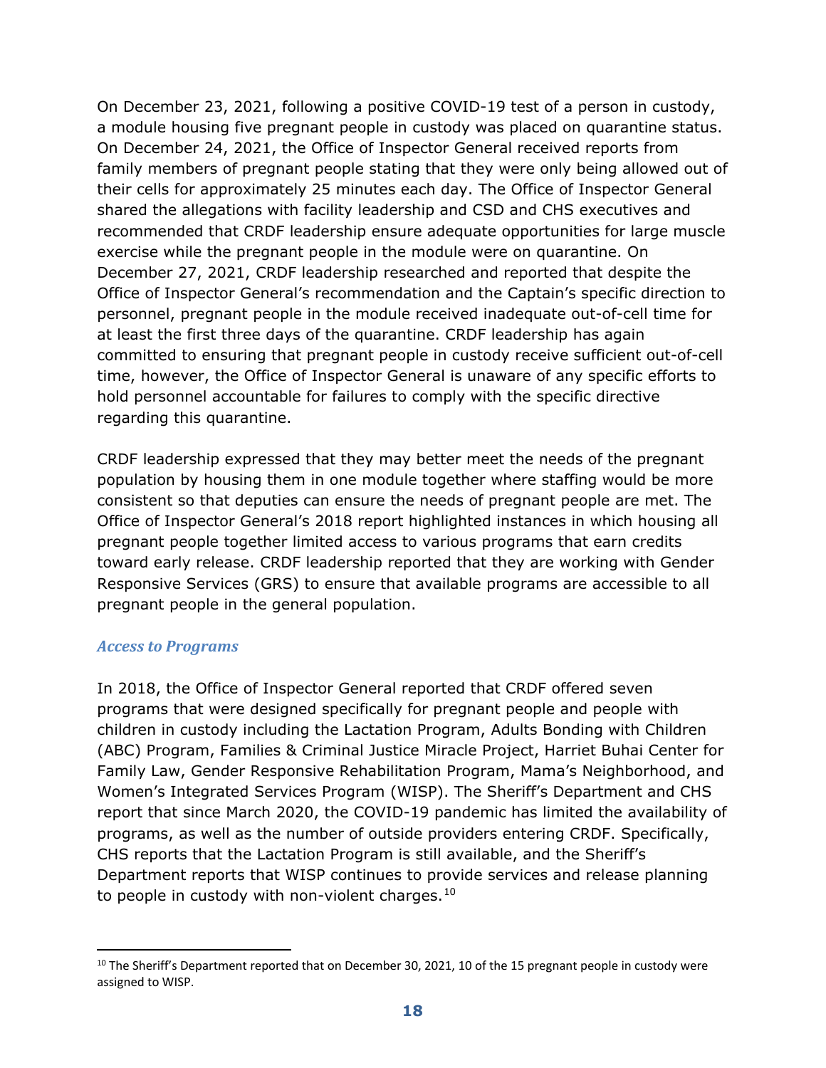On December 23, 2021, following a positive COVID-19 test of a person in custody, a module housing five pregnant people in custody was placed on quarantine status. On December 24, 2021, the Office of Inspector General received reports from family members of pregnant people stating that they were only being allowed out of their cells for approximately 25 minutes each day. The Office of Inspector General shared the allegations with facility leadership and CSD and CHS executives and recommended that CRDF leadership ensure adequate opportunities for large muscle exercise while the pregnant people in the module were on quarantine. On December 27, 2021, CRDF leadership researched and reported that despite the Office of Inspector General's recommendation and the Captain's specific direction to personnel, pregnant people in the module received inadequate out-of-cell time for at least the first three days of the quarantine. CRDF leadership has again committed to ensuring that pregnant people in custody receive sufficient out-of-cell time, however, the Office of Inspector General is unaware of any specific efforts to hold personnel accountable for failures to comply with the specific directive regarding this quarantine.

CRDF leadership expressed that they may better meet the needs of the pregnant population by housing them in one module together where staffing would be more consistent so that deputies can ensure the needs of pregnant people are met. The Office of Inspector General's 2018 report highlighted instances in which housing all pregnant people together limited access to various programs that earn credits toward early release. CRDF leadership reported that they are working with Gender Responsive Services (GRS) to ensure that available programs are accessible to all pregnant people in the general population.

### *Access to Programs*

In 2018, the Office of Inspector General reported that CRDF offered seven programs that were designed specifically for pregnant people and people with children in custody including the Lactation Program, Adults Bonding with Children (ABC) Program, Families & Criminal Justice Miracle Project, Harriet Buhai Center for Family Law, Gender Responsive Rehabilitation Program, Mama's Neighborhood, and Women's Integrated Services Program (WISP). The Sheriff's Department and CHS report that since March 2020, the COVID-19 pandemic has limited the availability of programs, as well as the number of outside providers entering CRDF. Specifically, CHS reports that the Lactation Program is still available, and the Sheriff's Department reports that WISP continues to provide services and release planning to people in custody with non-violent charges.[10]

[10] The Sheriff's Department reported that on December 30, 2021, 10 of the 15 pregnant people in custody were assigned to WISP.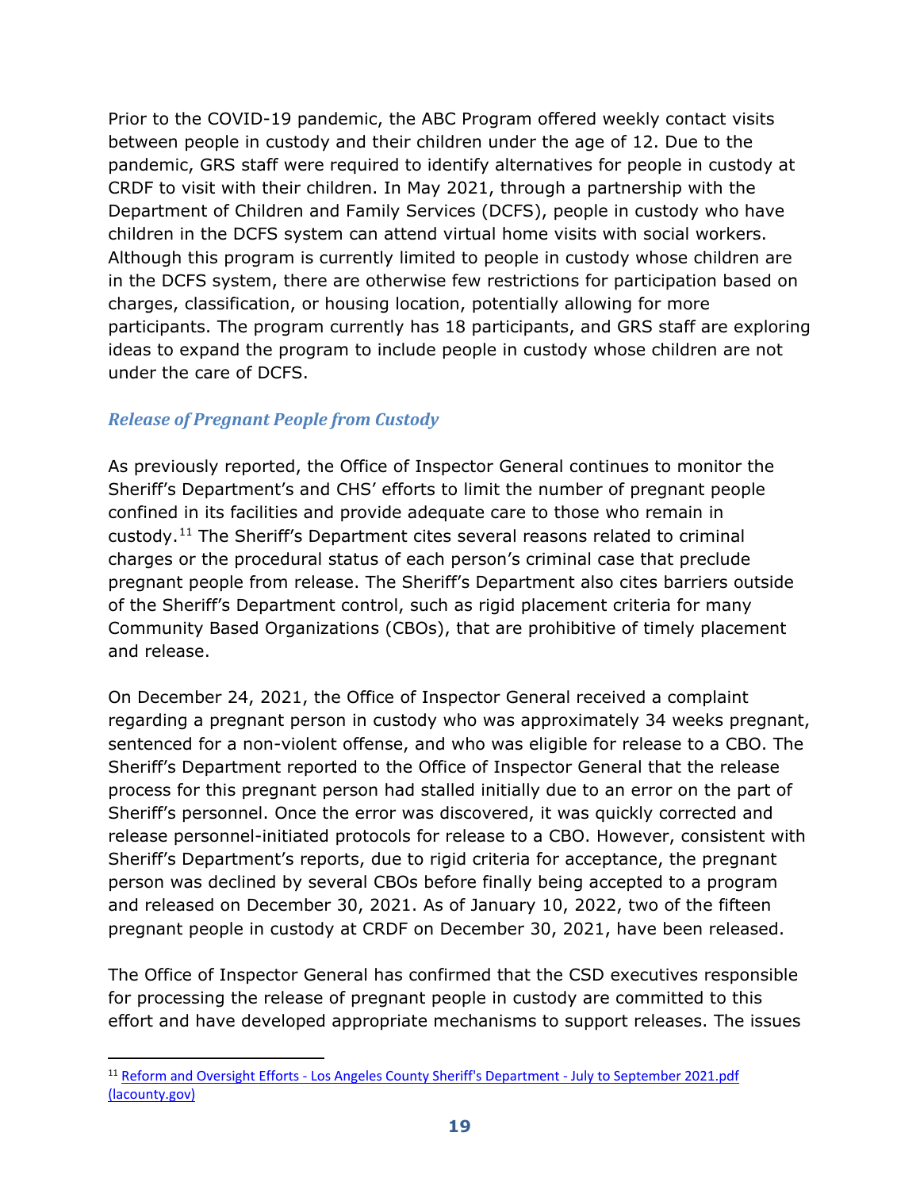Prior to the COVID-19 pandemic, the ABC Program offered weekly contact visits between people in custody and their children under the age of 12. Due to the pandemic, GRS staff were required to identify alternatives for people in custody at CRDF to visit with their children. In May 2021, through a partnership with the Department of Children and Family Services (DCFS), people in custody who have children in the DCFS system can attend virtual home visits with social workers. Although this program is currently limited to people in custody whose children are in the DCFS system, there are otherwise few restrictions for participation based on charges, classification, or housing location, potentially allowing for more participants. The program currently has 18 participants, and GRS staff are exploring ideas to expand the program to include people in custody whose children are not under the care of DCFS.

### *Release of Pregnant People from Custody*

As previously reported, the Office of Inspector General continues to monitor the Sheriff's Department's and CHS' efforts to limit the number of pregnant people confined in its facilities and provide adequate care to those who remain in custody.[11] The Sheriff's Department cites several reasons related to criminal charges or the procedural status of each person's criminal case that preclude pregnant people from release. The Sheriff's Department also cites barriers outside of the Sheriff's Department control, such as rigid placement criteria for many Community Based Organizations (CBOs), that are prohibitive of timely placement and release.

On December 24, 2021, the Office of Inspector General received a complaint regarding a pregnant person in custody who was approximately 34 weeks pregnant, sentenced for a non-violent offense, and who was eligible for release to a CBO. The Sheriff's Department reported to the Office of Inspector General that the release process for this pregnant person had stalled initially due to an error on the part of Sheriff's personnel. Once the error was discovered, it was quickly corrected and release personnel-initiated protocols for release to a CBO. However, consistent with Sheriff's Department's reports, due to rigid criteria for acceptance, the pregnant person was declined by several CBOs before finally being accepted to a program and released on December 30, 2021. As of January 10, 2022, two of the fifteen pregnant people in custody at CRDF on December 30, 2021, have been released.

The Office of Inspector General has confirmed that the CSD executives responsible for processing the release of pregnant people in custody are committed to this effort and have developed appropriate mechanisms to support releases. The issues

---

[11] [Reform and Oversight Efforts - Los Angeles County Sheriff's Department - July to September 2021.pdf (lacounty.gov)]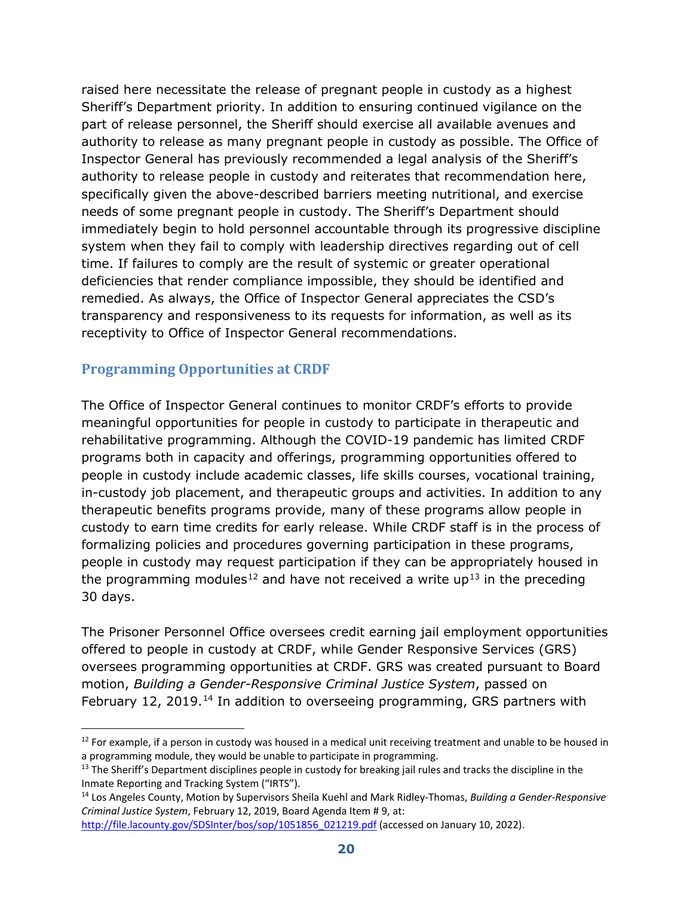raised here necessitate the release of pregnant people in custody as a highest Sheriff's Department priority. In addition to ensuring continued vigilance on the part of release personnel, the Sheriff should exercise all available avenues and authority to release as many pregnant people in custody as possible. The Office of Inspector General has previously recommended a legal analysis of the Sheriff's authority to release people in custody and reiterates that recommendation here, specifically given the above-described barriers meeting nutritional, and exercise needs of some pregnant people in custody. The Sheriff's Department should immediately begin to hold personnel accountable through its progressive discipline system when they fail to comply with leadership directives regarding out of cell time. If failures to comply are the result of systemic or greater operational deficiencies that render compliance impossible, they should be identified and remedied. As always, the Office of Inspector General appreciates the CSD's transparency and responsiveness to its requests for information, as well as its receptivity to Office of Inspector General recommendations.

## Programming Opportunities at CRDF

The Office of Inspector General continues to monitor CRDF's efforts to provide meaningful opportunities for people in custody to participate in therapeutic and rehabilitative programming. Although the COVID-19 pandemic has limited CRDF programs both in capacity and offerings, programming opportunities offered to people in custody include academic classes, life skills courses, vocational training, in-custody job placement, and therapeutic groups and activities. In addition to any therapeutic benefits programs provide, many of these programs allow people in custody to earn time credits for early release. While CRDF staff is in the process of formalizing policies and procedures governing participation in these programs, people in custody may request participation if they can be appropriately housed in the programming modules[12] and have not received a write up[13] in the preceding 30 days.

The Prisoner Personnel Office oversees credit earning jail employment opportunities offered to people in custody at CRDF, while Gender Responsive Services (GRS) oversees programming opportunities at CRDF. GRS was created pursuant to Board motion, *Building a Gender-Responsive Criminal Justice System*, passed on February 12, 2019.[14] In addition to overseeing programming, GRS partners with

---

[12] For example, if a person in custody was housed in a medical unit receiving treatment and unable to be housed in a programming module, they would be unable to participate in programming.

[13] The Sheriff's Department disciplines people in custody for breaking jail rules and tracks the discipline in the Inmate Reporting and Tracking System ("IRTS").

[14] Los Angeles County, Motion by Supervisors Sheila Kuehl and Mark Ridley-Thomas, *Building a Gender-Responsive Criminal Justice System*, February 12, 2019, Board Agenda Item # 9, at: http://file.lacounty.gov/SDSInter/bos/sop/1051856_021219.pdf (accessed on January 10, 2022).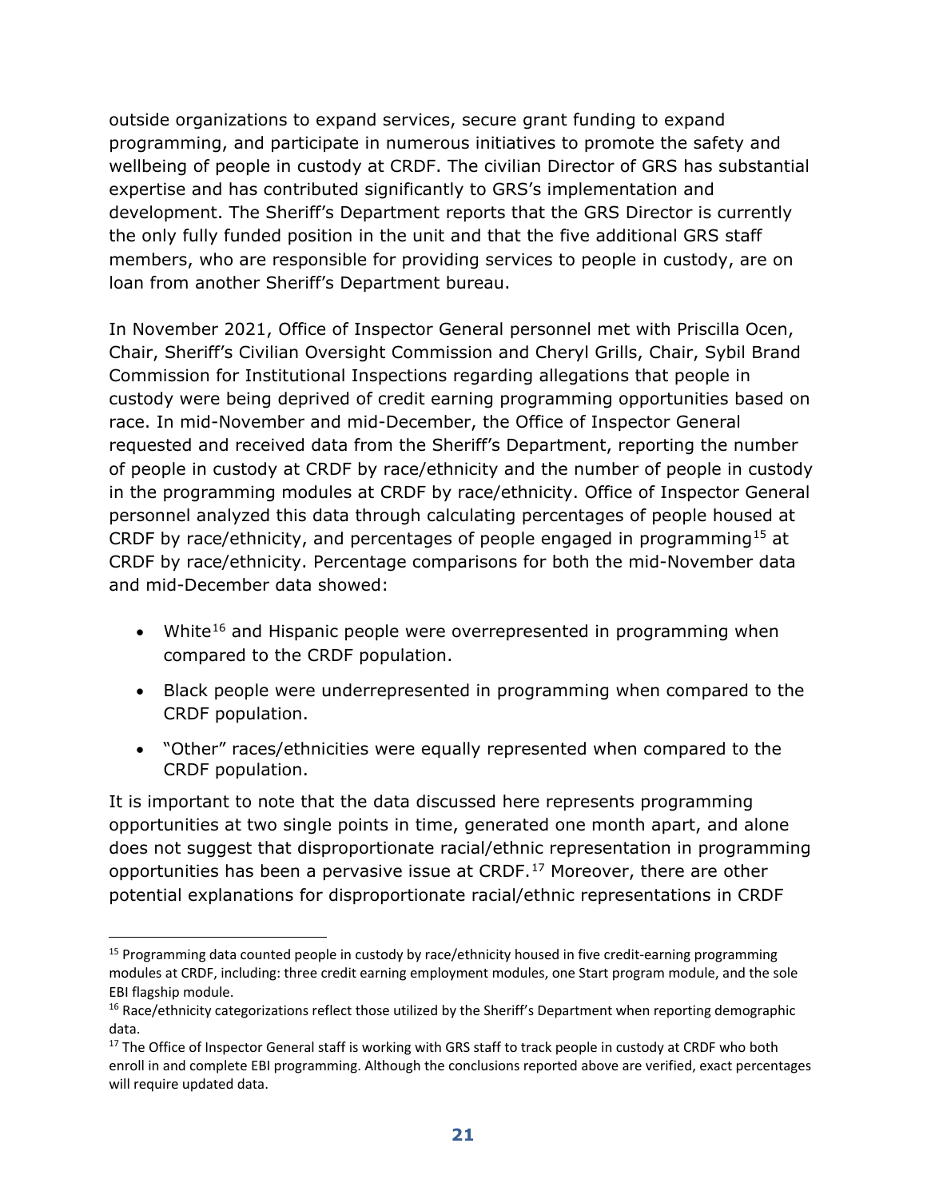outside organizations to expand services, secure grant funding to expand programming, and participate in numerous initiatives to promote the safety and wellbeing of people in custody at CRDF. The civilian Director of GRS has substantial expertise and has contributed significantly to GRS's implementation and development. The Sheriff's Department reports that the GRS Director is currently the only fully funded position in the unit and that the five additional GRS staff members, who are responsible for providing services to people in custody, are on loan from another Sheriff's Department bureau.

In November 2021, Office of Inspector General personnel met with Priscilla Ocen, Chair, Sheriff's Civilian Oversight Commission and Cheryl Grills, Chair, Sybil Brand Commission for Institutional Inspections regarding allegations that people in custody were being deprived of credit earning programming opportunities based on race. In mid-November and mid-December, the Office of Inspector General requested and received data from the Sheriff's Department, reporting the number of people in custody at CRDF by race/ethnicity and the number of people in custody in the programming modules at CRDF by race/ethnicity. Office of Inspector General personnel analyzed this data through calculating percentages of people housed at CRDF by race/ethnicity, and percentages of people engaged in programming[15] at CRDF by race/ethnicity. Percentage comparisons for both the mid-November data and mid-December data showed:

- White[16] and Hispanic people were overrepresented in programming when compared to the CRDF population.
- Black people were underrepresented in programming when compared to the CRDF population.
- "Other" races/ethnicities were equally represented when compared to the CRDF population.

It is important to note that the data discussed here represents programming opportunities at two single points in time, generated one month apart, and alone does not suggest that disproportionate racial/ethnic representation in programming opportunities has been a pervasive issue at CRDF.[17] Moreover, there are other potential explanations for disproportionate racial/ethnic representations in CRDF

---

[15] Programming data counted people in custody by race/ethnicity housed in five credit-earning programming modules at CRDF, including: three credit earning employment modules, one Start program module, and the sole EBI flagship module.

[16] Race/ethnicity categorizations reflect those utilized by the Sheriff's Department when reporting demographic data.

[17] The Office of Inspector General staff is working with GRS staff to track people in custody at CRDF who both enroll in and complete EBI programming. Although the conclusions reported above are verified, exact percentages will require updated data.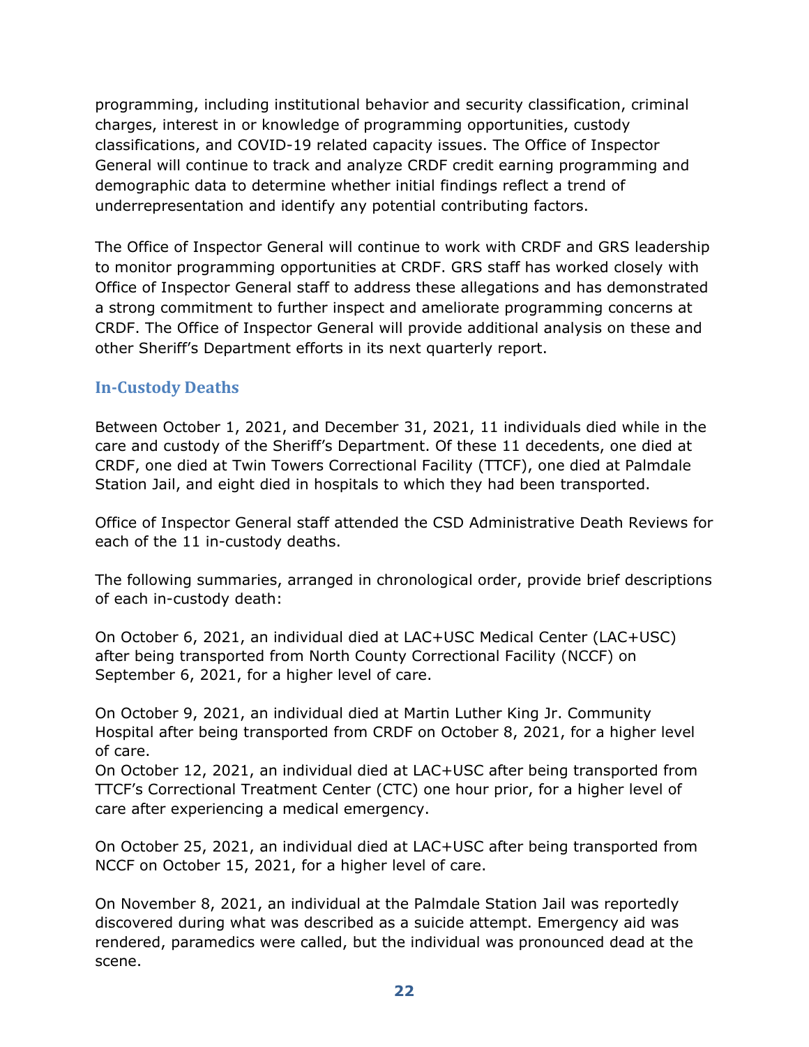programming, including institutional behavior and security classification, criminal charges, interest in or knowledge of programming opportunities, custody classifications, and COVID-19 related capacity issues. The Office of Inspector General will continue to track and analyze CRDF credit earning programming and demographic data to determine whether initial findings reflect a trend of underrepresentation and identify any potential contributing factors.

The Office of Inspector General will continue to work with CRDF and GRS leadership to monitor programming opportunities at CRDF. GRS staff has worked closely with Office of Inspector General staff to address these allegations and has demonstrated a strong commitment to further inspect and ameliorate programming concerns at CRDF. The Office of Inspector General will provide additional analysis on these and other Sheriff's Department efforts in its next quarterly report.

## In-Custody Deaths

Between October 1, 2021, and December 31, 2021, 11 individuals died while in the care and custody of the Sheriff's Department. Of these 11 decedents, one died at CRDF, one died at Twin Towers Correctional Facility (TTCF), one died at Palmdale Station Jail, and eight died in hospitals to which they had been transported.

Office of Inspector General staff attended the CSD Administrative Death Reviews for each of the 11 in-custody deaths.

The following summaries, arranged in chronological order, provide brief descriptions of each in-custody death:

On October 6, 2021, an individual died at LAC+USC Medical Center (LAC+USC) after being transported from North County Correctional Facility (NCCF) on September 6, 2021, for a higher level of care.

On October 9, 2021, an individual died at Martin Luther King Jr. Community Hospital after being transported from CRDF on October 8, 2021, for a higher level of care.

On October 12, 2021, an individual died at LAC+USC after being transported from TTCF's Correctional Treatment Center (CTC) one hour prior, for a higher level of care after experiencing a medical emergency.

On October 25, 2021, an individual died at LAC+USC after being transported from NCCF on October 15, 2021, for a higher level of care.

On November 8, 2021, an individual at the Palmdale Station Jail was reportedly discovered during what was described as a suicide attempt. Emergency aid was rendered, paramedics were called, but the individual was pronounced dead at the scene.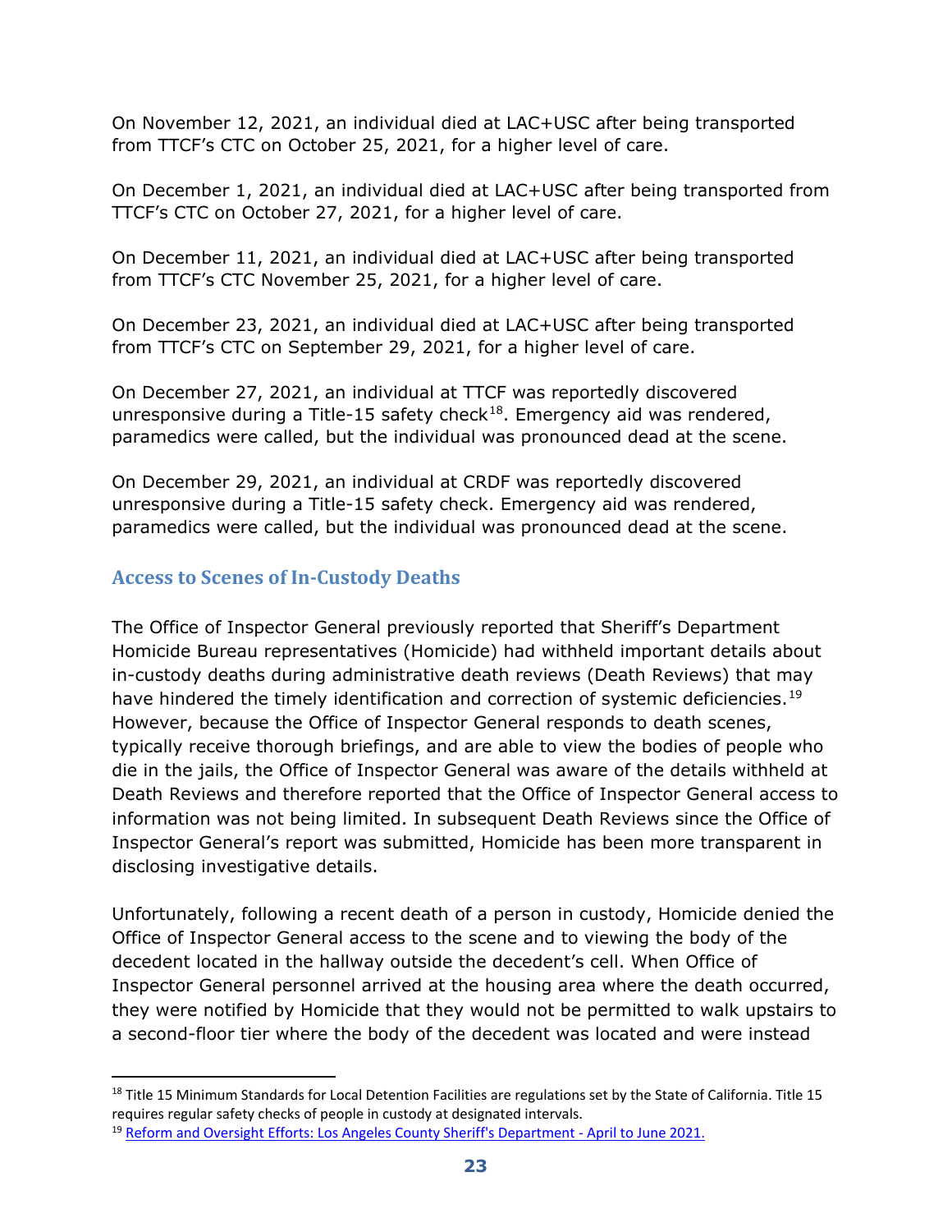On November 12, 2021, an individual died at LAC+USC after being transported from TTCF's CTC on October 25, 2021, for a higher level of care.

On December 1, 2021, an individual died at LAC+USC after being transported from TTCF's CTC on October 27, 2021, for a higher level of care.

On December 11, 2021, an individual died at LAC+USC after being transported from TTCF's CTC November 25, 2021, for a higher level of care.

On December 23, 2021, an individual died at LAC+USC after being transported from TTCF's CTC on September 29, 2021, for a higher level of care.

On December 27, 2021, an individual at TTCF was reportedly discovered unresponsive during a Title-15 safety check[18]. Emergency aid was rendered, paramedics were called, but the individual was pronounced dead at the scene.

On December 29, 2021, an individual at CRDF was reportedly discovered unresponsive during a Title-15 safety check. Emergency aid was rendered, paramedics were called, but the individual was pronounced dead at the scene.

### Access to Scenes of In-Custody Deaths

The Office of Inspector General previously reported that Sheriff's Department Homicide Bureau representatives (Homicide) had withheld important details about in-custody deaths during administrative death reviews (Death Reviews) that may have hindered the timely identification and correction of systemic deficiencies.[19] However, because the Office of Inspector General responds to death scenes, typically receive thorough briefings, and are able to view the bodies of people who die in the jails, the Office of Inspector General was aware of the details withheld at Death Reviews and therefore reported that the Office of Inspector General access to information was not being limited. In subsequent Death Reviews since the Office of Inspector General's report was submitted, Homicide has been more transparent in disclosing investigative details.

Unfortunately, following a recent death of a person in custody, Homicide denied the Office of Inspector General access to the scene and to viewing the body of the decedent located in the hallway outside the decedent's cell. When Office of Inspector General personnel arrived at the housing area where the death occurred, they were notified by Homicide that they would not be permitted to walk upstairs to a second-floor tier where the body of the decedent was located and were instead

---

[18] Title 15 Minimum Standards for Local Detention Facilities are regulations set by the State of California. Title 15 requires regular safety checks of people in custody at designated intervals.

[19] Reform and Oversight Efforts: Los Angeles County Sheriff's Department - April to June 2021.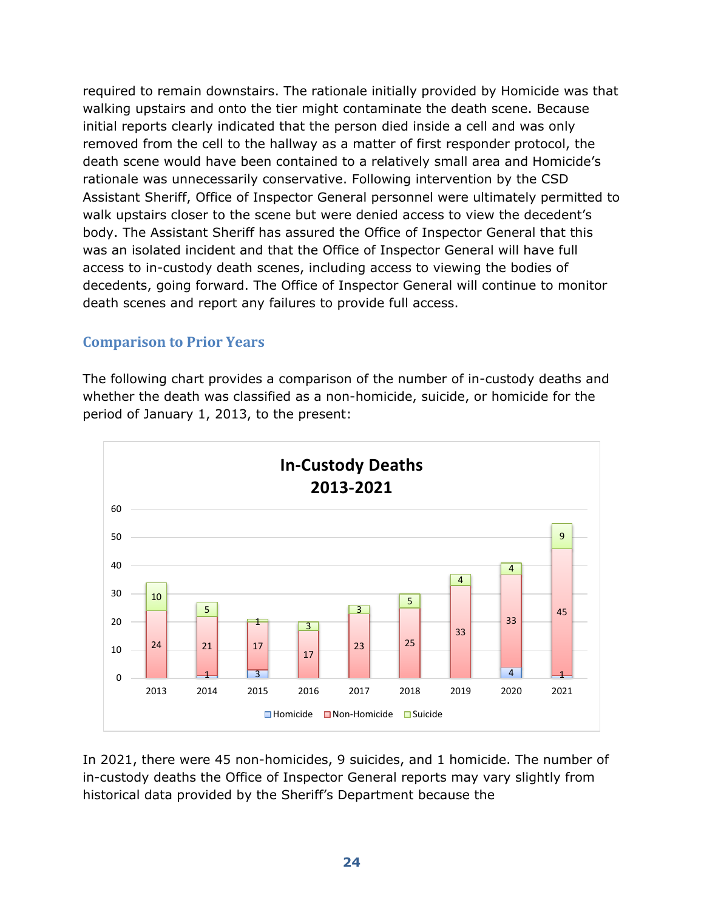required to remain downstairs. The rationale initially provided by Homicide was that walking upstairs and onto the tier might contaminate the death scene. Because initial reports clearly indicated that the person died inside a cell and was only removed from the cell to the hallway as a matter of first responder protocol, the death scene would have been contained to a relatively small area and Homicide's rationale was unnecessarily conservative. Following intervention by the CSD Assistant Sheriff, Office of Inspector General personnel were ultimately permitted to walk upstairs closer to the scene but were denied access to view the decedent's body. The Assistant Sheriff has assured the Office of Inspector General that this was an isolated incident and that the Office of Inspector General will have full access to in-custody death scenes, including access to viewing the bodies of decedents, going forward. The Office of Inspector General will continue to monitor death scenes and report any failures to provide full access.

## Comparison to Prior Years

The following chart provides a comparison of the number of in-custody deaths and whether the death was classified as a non-homicide, suicide, or homicide for the period of January 1, 2013, to the present:

**In-Custody Deaths 2013-2021**

| Year | Homicide | Non-Homicide | Suicide |
|---|---|---|---|
| 2013 | | 24 | 10 |
| 2014 | 1 | 21 | 5 |
| 2015 | 3 | 17 | 1 |
| 2016 | | 17 | 3 |
| 2017 | | 23 | 3 |
| 2018 | | 25 | 5 |
| 2019 | | 33 | 4 |
| 2020 | 4 | 33 | 4 |
| 2021 | 1 | 45 | 9 |

In 2021, there were 45 non-homicides, 9 suicides, and 1 homicide. The number of in-custody deaths the Office of Inspector General reports may vary slightly from historical data provided by the Sheriff's Department because the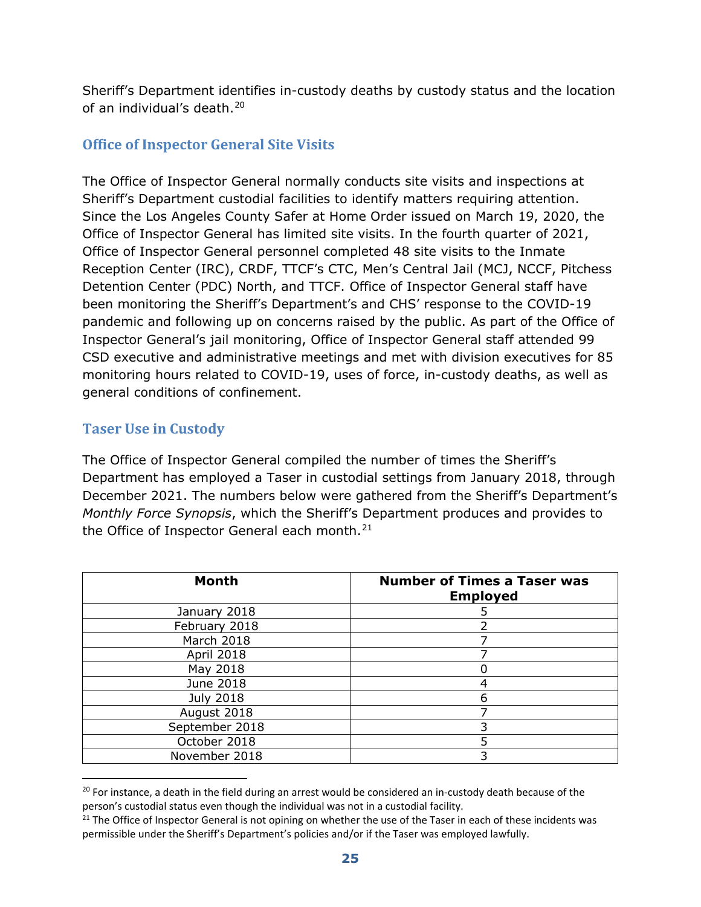Sheriff's Department identifies in-custody deaths by custody status and the location of an individual's death.[20]

## Office of Inspector General Site Visits

The Office of Inspector General normally conducts site visits and inspections at Sheriff's Department custodial facilities to identify matters requiring attention. Since the Los Angeles County Safer at Home Order issued on March 19, 2020, the Office of Inspector General has limited site visits. In the fourth quarter of 2021, Office of Inspector General personnel completed 48 site visits to the Inmate Reception Center (IRC), CRDF, TTCF's CTC, Men's Central Jail (MCJ, NCCF, Pitchess Detention Center (PDC) North, and TTCF. Office of Inspector General staff have been monitoring the Sheriff's Department's and CHS' response to the COVID-19 pandemic and following up on concerns raised by the public. As part of the Office of Inspector General's jail monitoring, Office of Inspector General staff attended 99 CSD executive and administrative meetings and met with division executives for 85 monitoring hours related to COVID-19, uses of force, in-custody deaths, as well as general conditions of confinement.

## Taser Use in Custody

The Office of Inspector General compiled the number of times the Sheriff's Department has employed a Taser in custodial settings from January 2018, through December 2021. The numbers below were gathered from the Sheriff's Department's *Monthly Force Synopsis*, which the Sheriff's Department produces and provides to the Office of Inspector General each month.[21]

| Month | Number of Times a Taser was Employed |
|---|---|
| January 2018 | 5 |
| February 2018 | 2 |
| March 2018 | 7 |
| April 2018 | 7 |
| May 2018 | 0 |
| June 2018 | 4 |
| July 2018 | 6 |
| August 2018 | 7 |
| September 2018 | 3 |
| October 2018 | 5 |
| November 2018 | 3 |

[20] For instance, a death in the field during an arrest would be considered an in-custody death because of the person's custodial status even though the individual was not in a custodial facility.

[21] The Office of Inspector General is not opining on whether the use of the Taser in each of these incidents was permissible under the Sheriff's Department's policies and/or if the Taser was employed lawfully.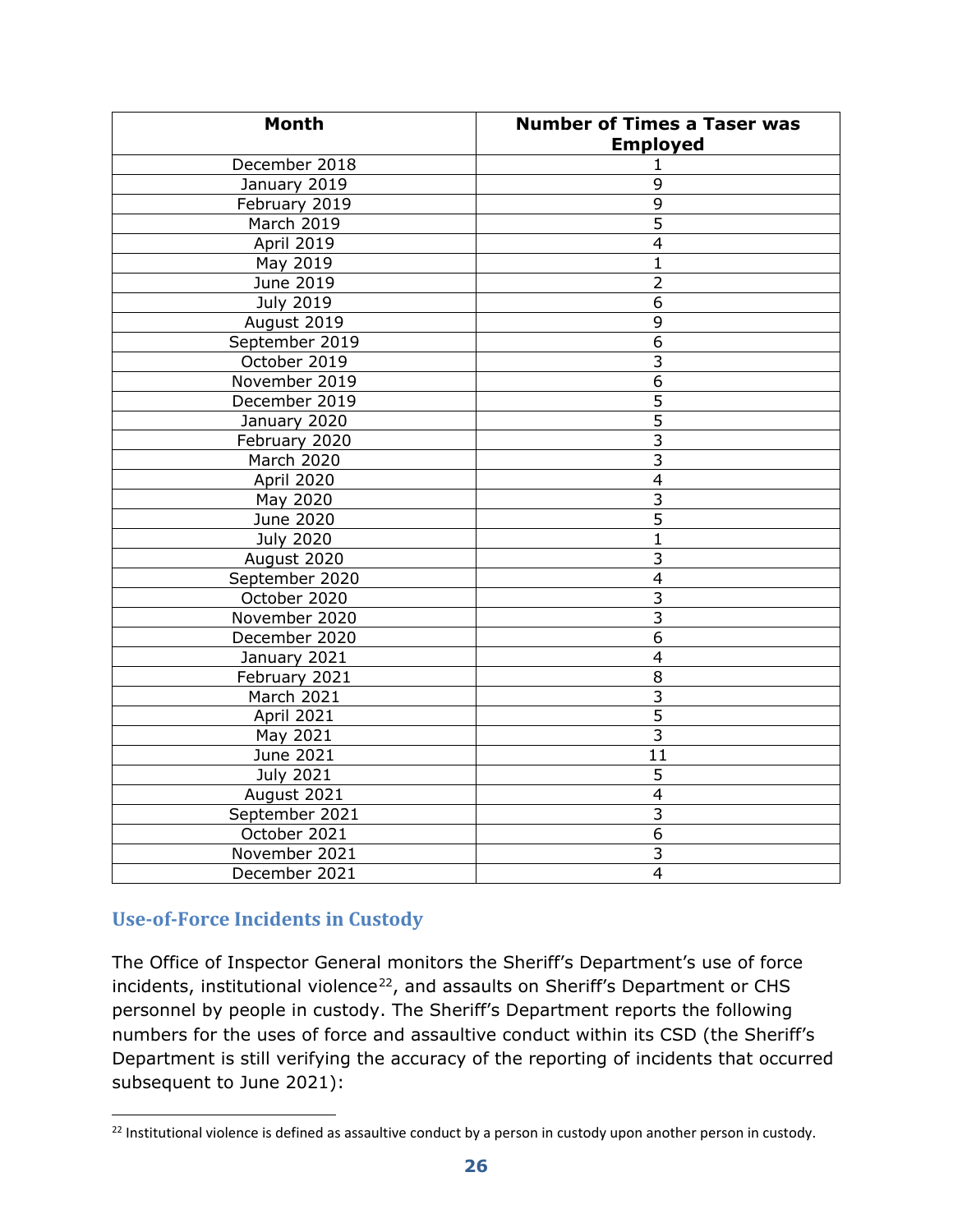| Month | Number of Times a Taser was Employed |
|---|---|
| December 2018 | 1 |
| January 2019 | 9 |
| February 2019 | 9 |
| March 2019 | 5 |
| April 2019 | 4 |
| May 2019 | 1 |
| June 2019 | 2 |
| July 2019 | 6 |
| August 2019 | 9 |
| September 2019 | 6 |
| October 2019 | 3 |
| November 2019 | 6 |
| December 2019 | 5 |
| January 2020 | 5 |
| February 2020 | 3 |
| March 2020 | 3 |
| April 2020 | 4 |
| May 2020 | 3 |
| June 2020 | 5 |
| July 2020 | 1 |
| August 2020 | 3 |
| September 2020 | 4 |
| October 2020 | 3 |
| November 2020 | 3 |
| December 2020 | 6 |
| January 2021 | 4 |
| February 2021 | 8 |
| March 2021 | 3 |
| April 2021 | 5 |
| May 2021 | 3 |
| June 2021 | 11 |
| July 2021 | 5 |
| August 2021 | 4 |
| September 2021 | 3 |
| October 2021 | 6 |
| November 2021 | 3 |
| December 2021 | 4 |

### Use-of-Force Incidents in Custody

The Office of Inspector General monitors the Sheriff's Department's use of force incidents, institutional violence[22], and assaults on Sheriff's Department or CHS personnel by people in custody. The Sheriff's Department reports the following numbers for the uses of force and assaultive conduct within its CSD (the Sheriff's Department is still verifying the accuracy of the reporting of incidents that occurred subsequent to June 2021):

[22] Institutional violence is defined as assaultive conduct by a person in custody upon another person in custody.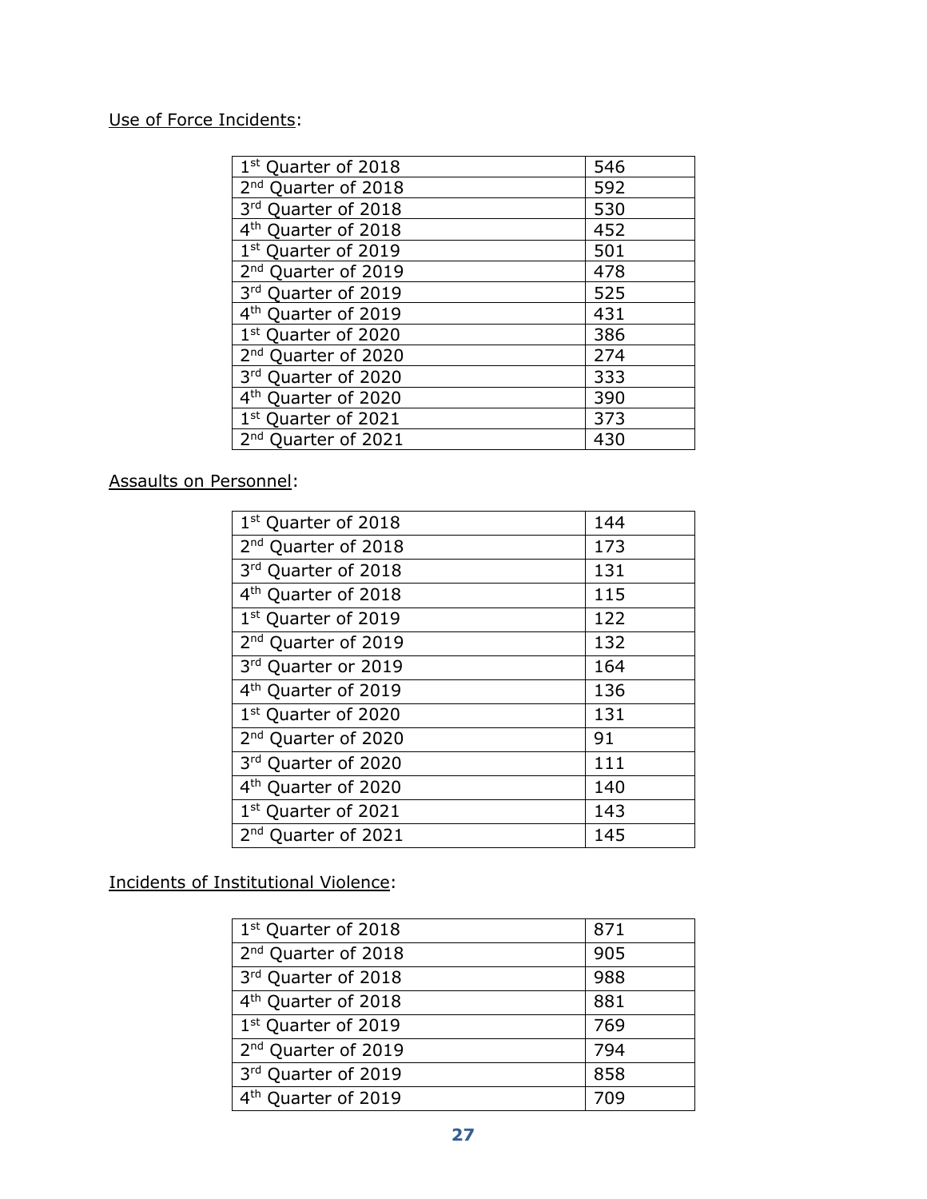Use of Force Incidents:

| | |
|---|---|
| 1st Quarter of 2018 | 546 |
| 2nd Quarter of 2018 | 592 |
| 3rd Quarter of 2018 | 530 |
| 4th Quarter of 2018 | 452 |
| 1st Quarter of 2019 | 501 |
| 2nd Quarter of 2019 | 478 |
| 3rd Quarter of 2019 | 525 |
| 4th Quarter of 2019 | 431 |
| 1st Quarter of 2020 | 386 |
| 2nd Quarter of 2020 | 274 |
| 3rd Quarter of 2020 | 333 |
| 4th Quarter of 2020 | 390 |
| 1st Quarter of 2021 | 373 |
| 2nd Quarter of 2021 | 430 |

Assaults on Personnel:

| | |
|---|---|
| 1st Quarter of 2018 | 144 |
| 2nd Quarter of 2018 | 173 |
| 3rd Quarter of 2018 | 131 |
| 4th Quarter of 2018 | 115 |
| 1st Quarter of 2019 | 122 |
| 2nd Quarter of 2019 | 132 |
| 3rd Quarter or 2019 | 164 |
| 4th Quarter of 2019 | 136 |
| 1st Quarter of 2020 | 131 |
| 2nd Quarter of 2020 | 91 |
| 3rd Quarter of 2020 | 111 |
| 4th Quarter of 2020 | 140 |
| 1st Quarter of 2021 | 143 |
| 2nd Quarter of 2021 | 145 |

Incidents of Institutional Violence:

| | |
|---|---|
| 1st Quarter of 2018 | 871 |
| 2nd Quarter of 2018 | 905 |
| 3rd Quarter of 2018 | 988 |
| 4th Quarter of 2018 | 881 |
| 1st Quarter of 2019 | 769 |
| 2nd Quarter of 2019 | 794 |
| 3rd Quarter of 2019 | 858 |
| 4th Quarter of 2019 | 709 |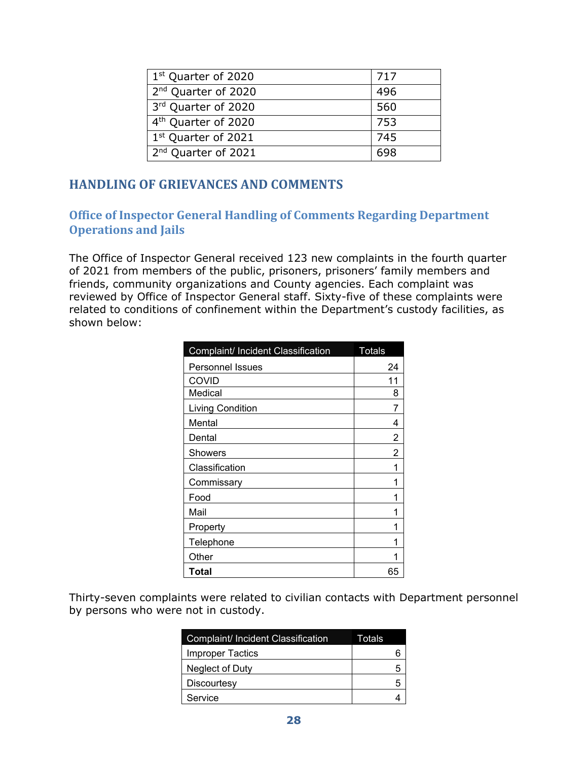| 1st Quarter of 2020 | 717 |
|---|---|
| 2nd Quarter of 2020 | 496 |
| 3rd Quarter of 2020 | 560 |
| 4th Quarter of 2020 | 753 |
| 1st Quarter of 2021 | 745 |
| 2nd Quarter of 2021 | 698 |

## HANDLING OF GRIEVANCES AND COMMENTS

### Office of Inspector General Handling of Comments Regarding Department Operations and Jails

The Office of Inspector General received 123 new complaints in the fourth quarter of 2021 from members of the public, prisoners, prisoners' family members and friends, community organizations and County agencies. Each complaint was reviewed by Office of Inspector General staff. Sixty-five of these complaints were related to conditions of confinement within the Department's custody facilities, as shown below:

| Complaint/ Incident Classification | Totals |
|---|---|
| Personnel Issues | 24 |
| COVID | 11 |
| Medical | 8 |
| Living Condition | 7 |
| Mental | 4 |
| Dental | 2 |
| Showers | 2 |
| Classification | 1 |
| Commissary | 1 |
| Food | 1 |
| Mail | 1 |
| Property | 1 |
| Telephone | 1 |
| Other | 1 |
| **Total** | 65 |

Thirty-seven complaints were related to civilian contacts with Department personnel by persons who were not in custody.

| Complaint/ Incident Classification | Totals |
|---|---|
| Improper Tactics | 6 |
| Neglect of Duty | 5 |
| Discourtesy | 5 |
| Service | 4 |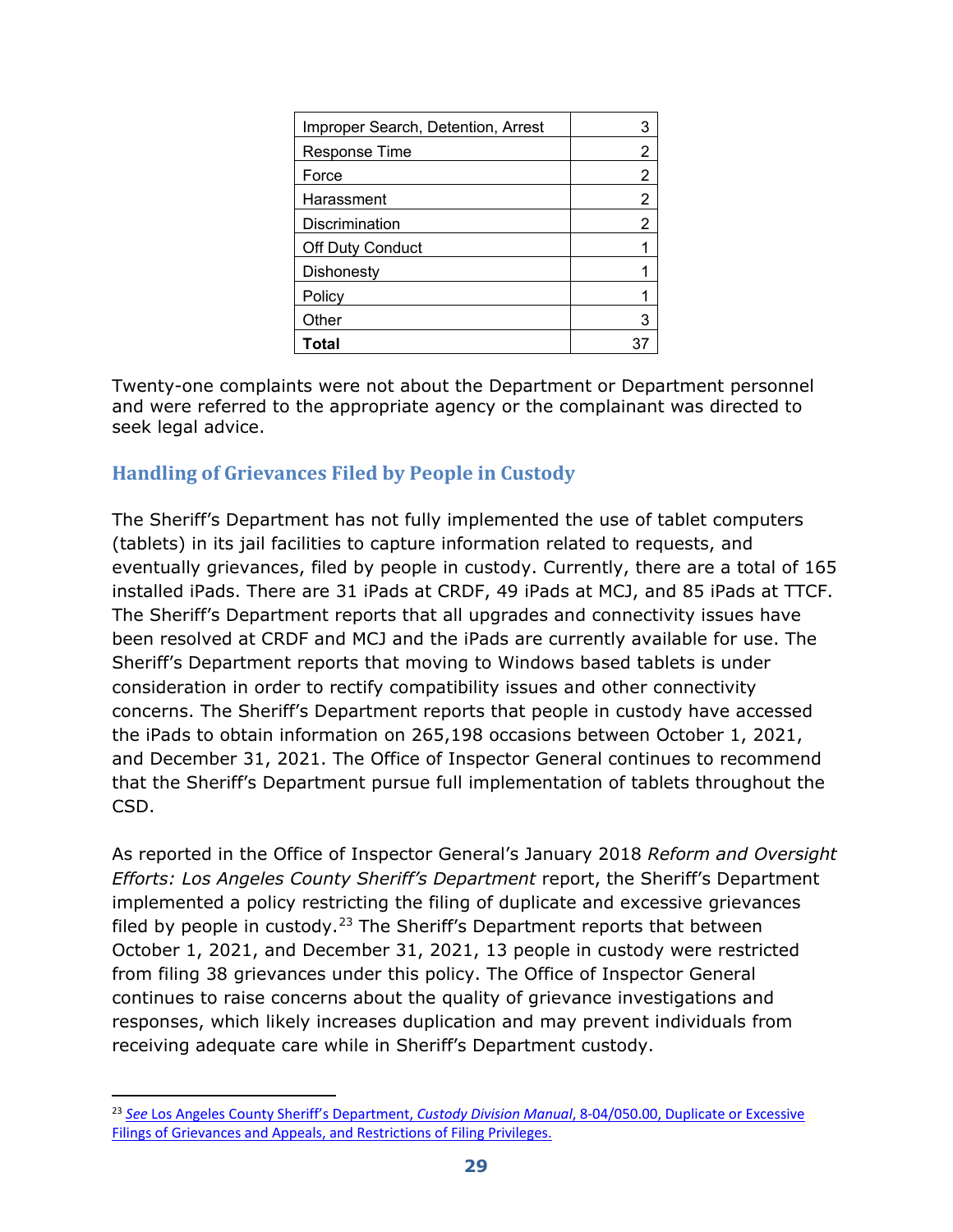| Improper Search, Detention, Arrest | 3 |
|---|---|
| Response Time | 2 |
| Force | 2 |
| Harassment | 2 |
| Discrimination | 2 |
| Off Duty Conduct | 1 |
| Dishonesty | 1 |
| Policy | 1 |
| Other | 3 |
| **Total** | 37 |

Twenty-one complaints were not about the Department or Department personnel and were referred to the appropriate agency or the complainant was directed to seek legal advice.

## Handling of Grievances Filed by People in Custody

The Sheriff's Department has not fully implemented the use of tablet computers (tablets) in its jail facilities to capture information related to requests, and eventually grievances, filed by people in custody. Currently, there are a total of 165 installed iPads. There are 31 iPads at CRDF, 49 iPads at MCJ, and 85 iPads at TTCF. The Sheriff's Department reports that all upgrades and connectivity issues have been resolved at CRDF and MCJ and the iPads are currently available for use. The Sheriff's Department reports that moving to Windows based tablets is under consideration in order to rectify compatibility issues and other connectivity concerns. The Sheriff's Department reports that people in custody have accessed the iPads to obtain information on 265,198 occasions between October 1, 2021, and December 31, 2021. The Office of Inspector General continues to recommend that the Sheriff's Department pursue full implementation of tablets throughout the CSD.

As reported in the Office of Inspector General's January 2018 *Reform and Oversight Efforts: Los Angeles County Sheriff's Department* report, the Sheriff's Department implemented a policy restricting the filing of duplicate and excessive grievances filed by people in custody.[23] The Sheriff's Department reports that between October 1, 2021, and December 31, 2021, 13 people in custody were restricted from filing 38 grievances under this policy. The Office of Inspector General continues to raise concerns about the quality of grievance investigations and responses, which likely increases duplication and may prevent individuals from receiving adequate care while in Sheriff's Department custody.

[23] *See* Los Angeles County Sheriff's Department, *Custody Division Manual*, 8-04/050.00, Duplicate or Excessive Filings of Grievances and Appeals, and Restrictions of Filing Privileges.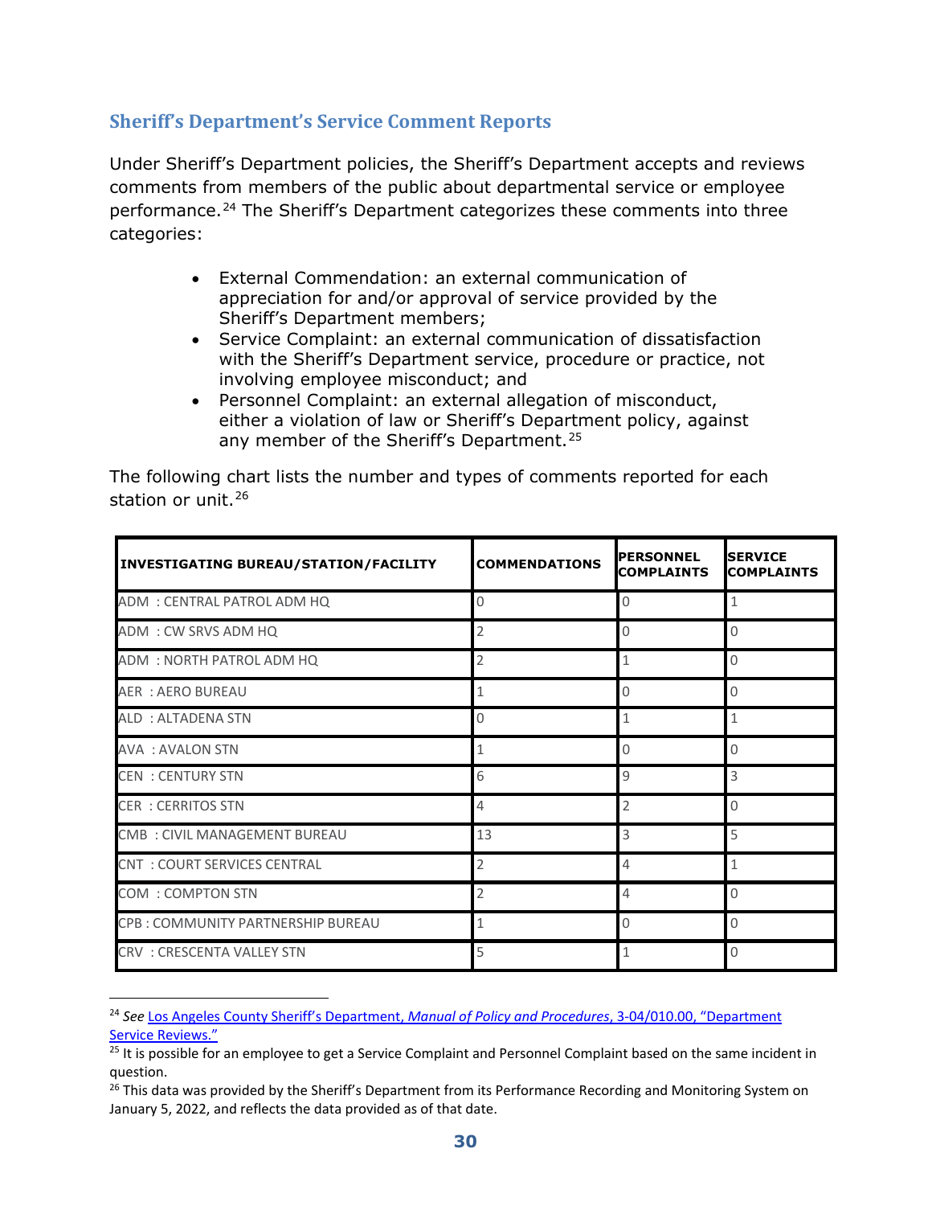## Sheriff's Department's Service Comment Reports

Under Sheriff's Department policies, the Sheriff's Department accepts and reviews comments from members of the public about departmental service or employee performance.[24] The Sheriff's Department categorizes these comments into three categories:

- External Commendation: an external communication of appreciation for and/or approval of service provided by the Sheriff's Department members;
- Service Complaint: an external communication of dissatisfaction with the Sheriff's Department service, procedure or practice, not involving employee misconduct; and
- Personnel Complaint: an external allegation of misconduct, either a violation of law or Sheriff's Department policy, against any member of the Sheriff's Department.[25]

The following chart lists the number and types of comments reported for each station or unit.[26]

| INVESTIGATING BUREAU/STATION/FACILITY | COMMENDATIONS | PERSONNEL COMPLAINTS | SERVICE COMPLAINTS |
|---|---|---|---|
| ADM : CENTRAL PATROL ADM HQ | 0 | 0 | 1 |
| ADM : CW SRVS ADM HQ | 2 | 0 | 0 |
| ADM : NORTH PATROL ADM HQ | 2 | 1 | 0 |
| AER : AERO BUREAU | 1 | 0 | 0 |
| ALD : ALTADENA STN | 0 | 1 | 1 |
| AVA : AVALON STN | 1 | 0 | 0 |
| CEN : CENTURY STN | 6 | 9 | 3 |
| CER : CERRITOS STN | 4 | 2 | 0 |
| CMB : CIVIL MANAGEMENT BUREAU | 13 | 3 | 5 |
| CNT : COURT SERVICES CENTRAL | 2 | 4 | 1 |
| COM : COMPTON STN | 2 | 4 | 0 |
| CPB : COMMUNITY PARTNERSHIP BUREAU | 1 | 0 | 0 |
| CRV : CRESCENTA VALLEY STN | 5 | 1 | 0 |

[24] *See* Los Angeles County Sheriff's Department, *Manual of Policy and Procedures*, 3-04/010.00, "Department Service Reviews."

[25] It is possible for an employee to get a Service Complaint and Personnel Complaint based on the same incident in question.

[26] This data was provided by the Sheriff's Department from its Performance Recording and Monitoring System on January 5, 2022, and reflects the data provided as of that date.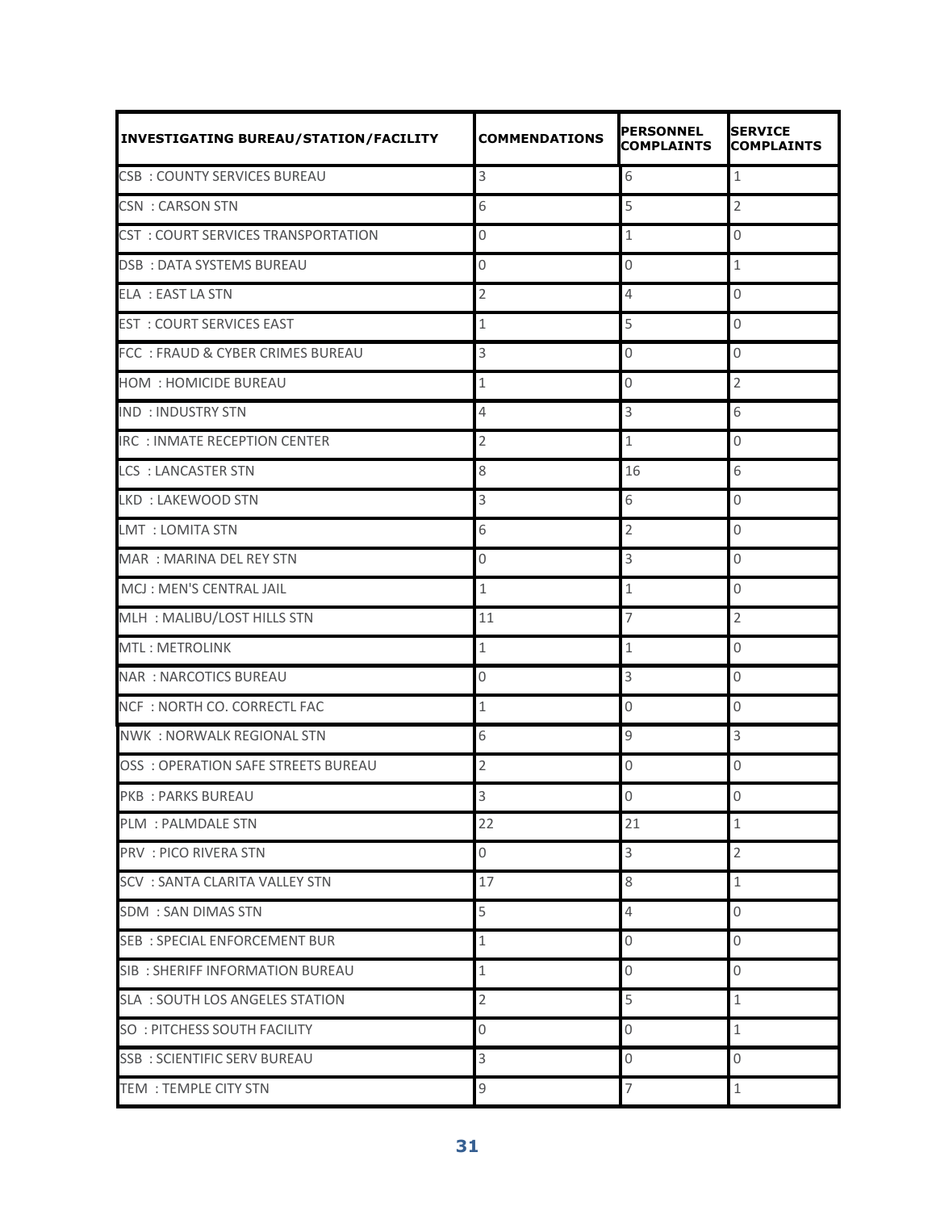| INVESTIGATING BUREAU/STATION/FACILITY | COMMENDATIONS | PERSONNEL COMPLAINTS | SERVICE COMPLAINTS |
|---|---|---|---|
| CSB : COUNTY SERVICES BUREAU | 3 | 6 | 1 |
| CSN : CARSON STN | 6 | 5 | 2 |
| CST : COURT SERVICES TRANSPORTATION | 0 | 1 | 0 |
| DSB : DATA SYSTEMS BUREAU | 0 | 0 | 1 |
| ELA : EAST LA STN | 2 | 4 | 0 |
| EST : COURT SERVICES EAST | 1 | 5 | 0 |
| FCC : FRAUD & CYBER CRIMES BUREAU | 3 | 0 | 0 |
| HOM : HOMICIDE BUREAU | 1 | 0 | 2 |
| IND : INDUSTRY STN | 4 | 3 | 6 |
| IRC : INMATE RECEPTION CENTER | 2 | 1 | 0 |
| LCS : LANCASTER STN | 8 | 16 | 6 |
| LKD : LAKEWOOD STN | 3 | 6 | 0 |
| LMT : LOMITA STN | 6 | 2 | 0 |
| MAR : MARINA DEL REY STN | 0 | 3 | 0 |
| MCJ : MEN'S CENTRAL JAIL | 1 | 1 | 0 |
| MLH : MALIBU/LOST HILLS STN | 11 | 7 | 2 |
| MTL : METROLINK | 1 | 1 | 0 |
| NAR : NARCOTICS BUREAU | 0 | 3 | 0 |
| NCF : NORTH CO. CORRECTL FAC | 1 | 0 | 0 |
| NWK : NORWALK REGIONAL STN | 6 | 9 | 3 |
| OSS : OPERATION SAFE STREETS BUREAU | 2 | 0 | 0 |
| PKB : PARKS BUREAU | 3 | 0 | 0 |
| PLM : PALMDALE STN | 22 | 21 | 1 |
| PRV : PICO RIVERA STN | 0 | 3 | 2 |
| SCV : SANTA CLARITA VALLEY STN | 17 | 8 | 1 |
| SDM : SAN DIMAS STN | 5 | 4 | 0 |
| SEB : SPECIAL ENFORCEMENT BUR | 1 | 0 | 0 |
| SIB : SHERIFF INFORMATION BUREAU | 1 | 0 | 0 |
| SLA : SOUTH LOS ANGELES STATION | 2 | 5 | 1 |
| SO : PITCHESS SOUTH FACILITY | 0 | 0 | 1 |
| SSB : SCIENTIFIC SERV BUREAU | 3 | 0 | 0 |
| TEM : TEMPLE CITY STN | 9 | 7 | 1 |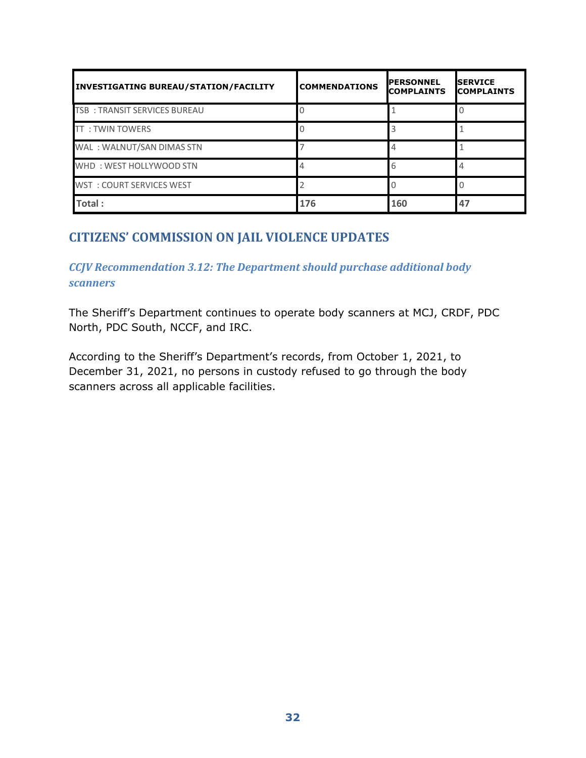| INVESTIGATING BUREAU/STATION/FACILITY | COMMENDATIONS | PERSONNEL COMPLAINTS | SERVICE COMPLAINTS |
|---|---|---|---|
| TSB : TRANSIT SERVICES BUREAU | 0 | 1 | 0 |
| TT : TWIN TOWERS | 0 | 3 | 1 |
| WAL : WALNUT/SAN DIMAS STN | 7 | 4 | 1 |
| WHD : WEST HOLLYWOOD STN | 4 | 6 | 4 |
| WST : COURT SERVICES WEST | 2 | 0 | 0 |
| **Total :** | **176** | **160** | **47** |

## CITIZENS' COMMISSION ON JAIL VIOLENCE UPDATES

### *CCJV Recommendation 3.12: The Department should purchase additional body scanners*

The Sheriff's Department continues to operate body scanners at MCJ, CRDF, PDC North, PDC South, NCCF, and IRC.

According to the Sheriff's Department's records, from October 1, 2021, to December 31, 2021, no persons in custody refused to go through the body scanners across all applicable facilities.